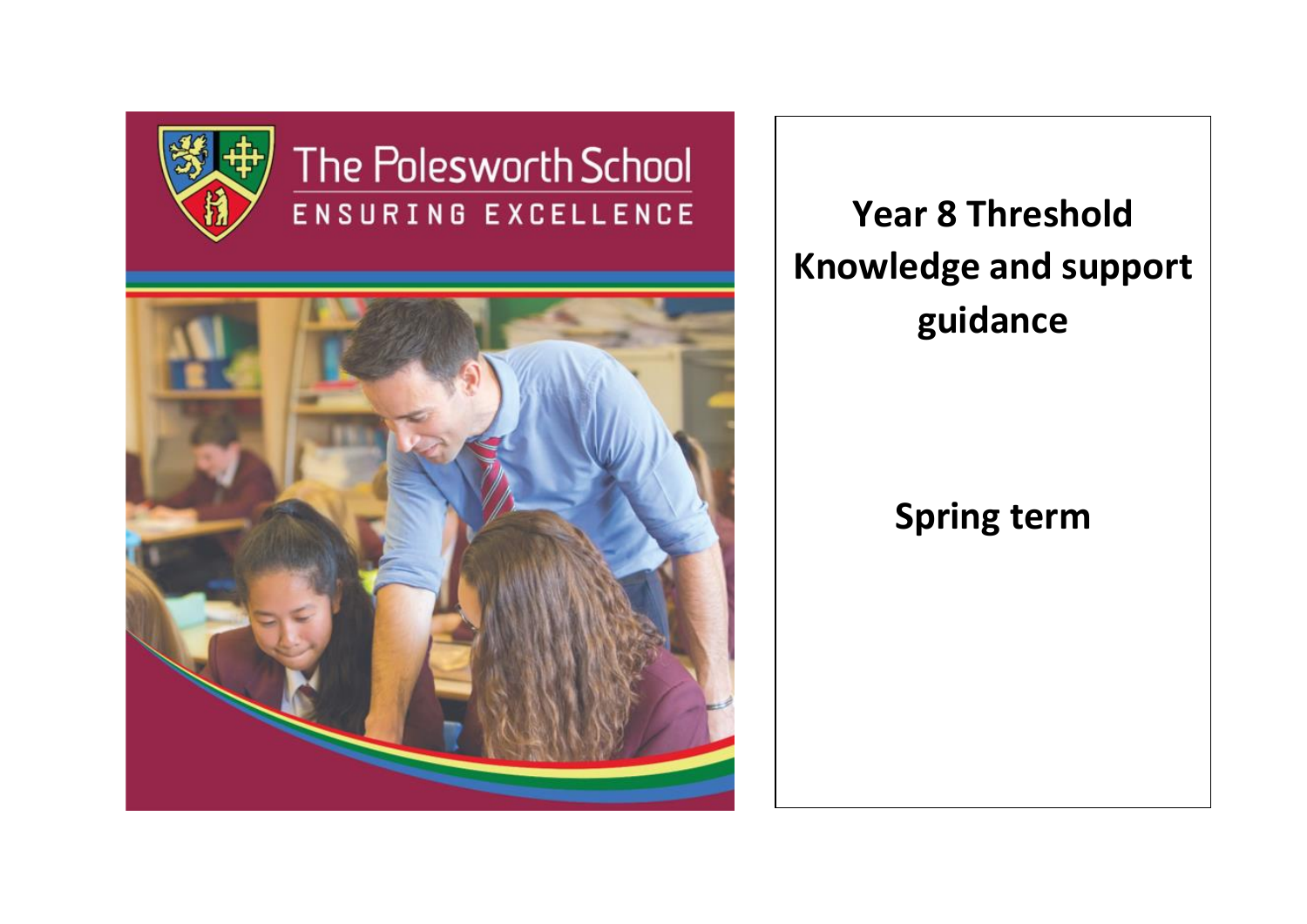The Polesworth School

ENSURING EXCELLENCE

# Year 8 Threshold Knowledge and support guidance

## Spring term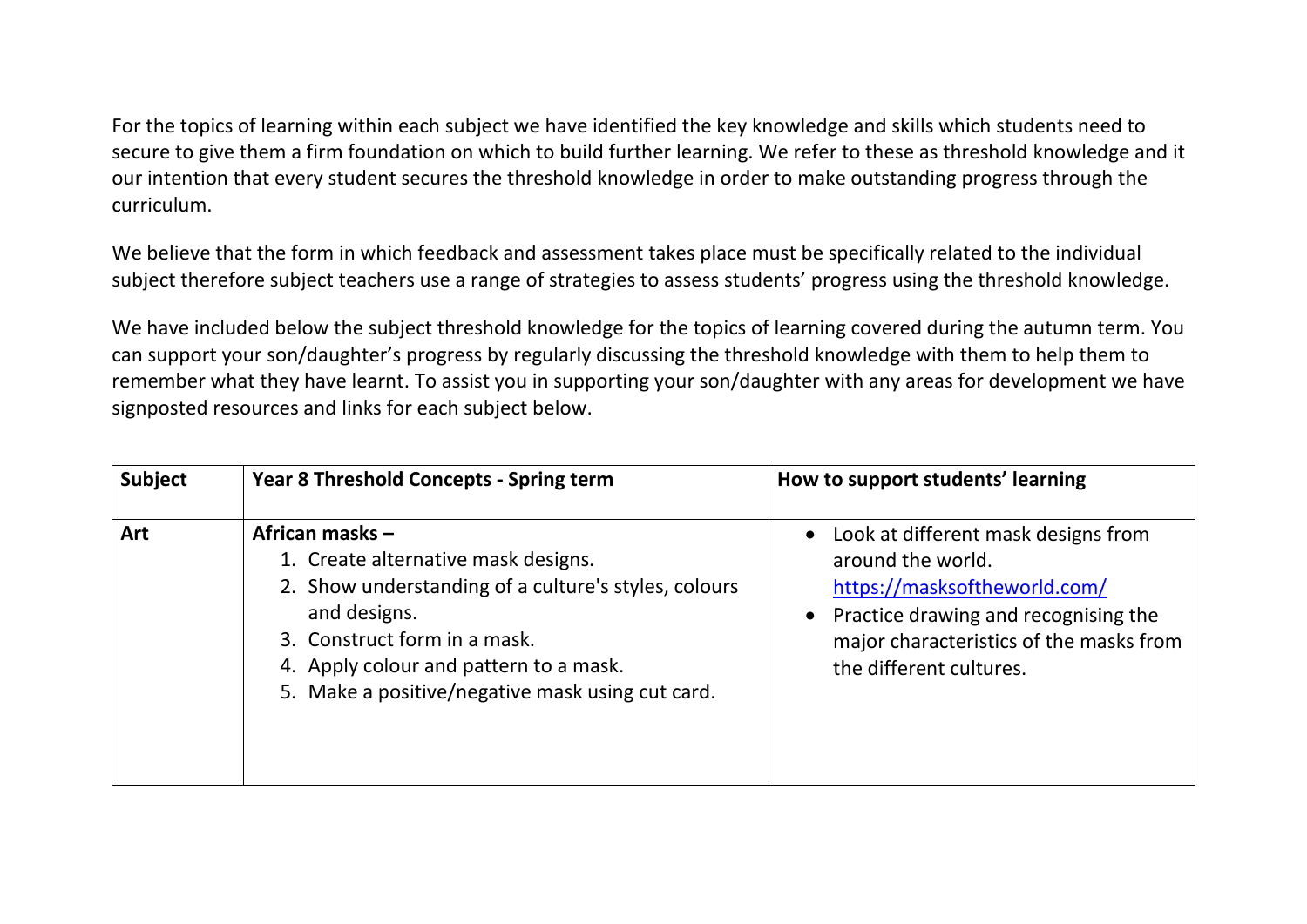For the topics of learning within each subject we have identified the key knowledge and skills which students need to secure to give them a firm foundation on which to build further learning. We refer to these as threshold knowledge and it our intention that every student secures the threshold knowledge in order to make outstanding progress through the curriculum.

We believe that the form in which feedback and assessment takes place must be specifically related to the individual subject therefore subject teachers use a range of strategies to assess students' progress using the threshold knowledge.

We have included below the subject threshold knowledge for the topics of learning covered during the autumn term. You can support your son/daughter's progress by regularly discussing the threshold knowledge with them to help them to remember what they have learnt. To assist you in supporting your son/daughter with any areas for development we have signposted resources and links for each subject below.

| **Subject** | **Year 8 Threshold Concepts - Spring term** | **How to support students' learning** |
|---|---|---|
| **Art** | **African masks –**<br>1. Create alternative mask designs.<br>2. Show understanding of a culture's styles, colours and designs.<br>3. Construct form in a mask.<br>4. Apply colour and pattern to a mask.<br>5. Make a positive/negative mask using cut card. | • Look at different mask designs from around the world. https://masksoftheworld.com/<br>• Practice drawing and recognising the major characteristics of the masks from the different cultures. |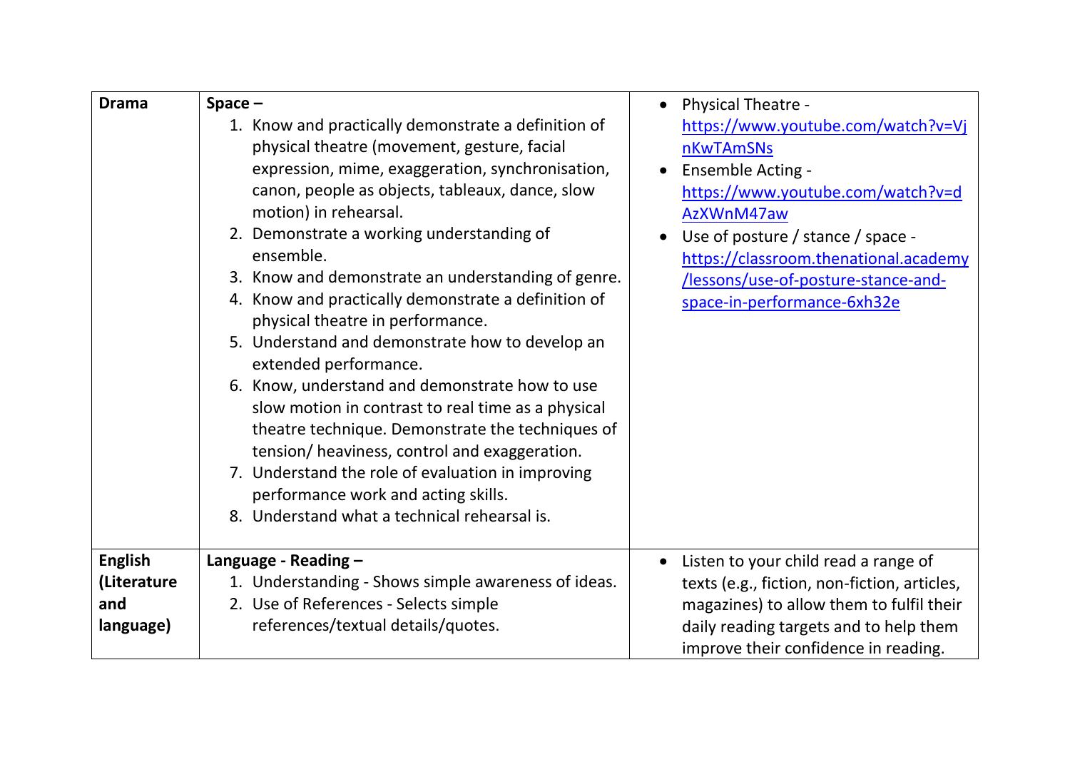| | | |
|---|---|---|
| **Drama** | **Space –**<br>1. Know and practically demonstrate a definition of physical theatre (movement, gesture, facial expression, mime, exaggeration, synchronisation, canon, people as objects, tableaux, dance, slow motion) in rehearsal.<br>2. Demonstrate a working understanding of ensemble.<br>3. Know and demonstrate an understanding of genre.<br>4. Know and practically demonstrate a definition of physical theatre in performance.<br>5. Understand and demonstrate how to develop an extended performance.<br>6. Know, understand and demonstrate how to use slow motion in contrast to real time as a physical theatre technique. Demonstrate the techniques of tension/ heaviness, control and exaggeration.<br>7. Understand the role of evaluation in improving performance work and acting skills.<br>8. Understand what a technical rehearsal is. | • Physical Theatre - https://www.youtube.com/watch?v=VjnKwTAmSNs<br>• Ensemble Acting - https://www.youtube.com/watch?v=dAzXWnM47aw<br>• Use of posture / stance / space - https://classroom.thenational.academy/lessons/use-of-posture-stance-and-space-in-performance-6xh32e |
| **English (Literature and language)** | **Language - Reading –**<br>1. Understanding - Shows simple awareness of ideas.<br>2. Use of References - Selects simple references/textual details/quotes. | • Listen to your child read a range of texts (e.g., fiction, non-fiction, articles, magazines) to allow them to fulfil their daily reading targets and to help them improve their confidence in reading. |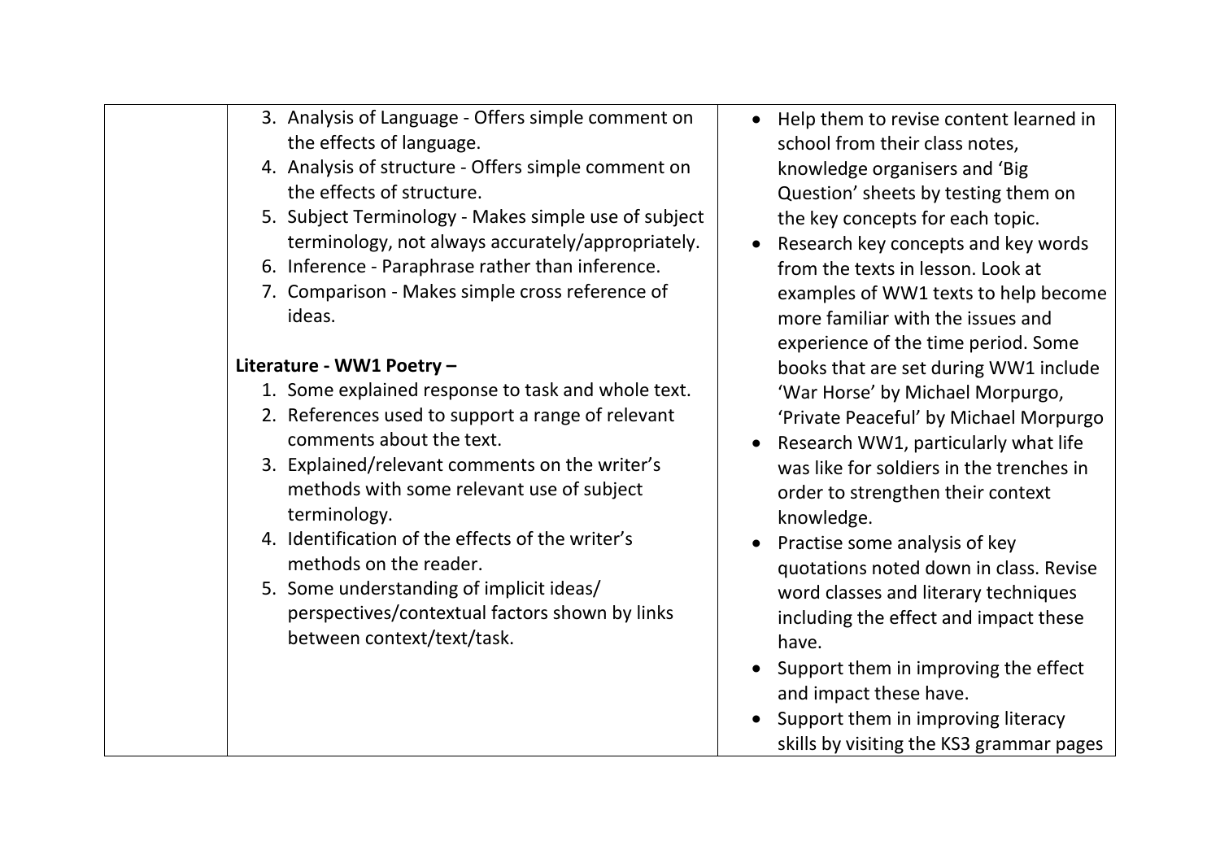| | | |
|---|---|---|
| | 3. Analysis of Language - Offers simple comment on the effects of language.<br>4. Analysis of structure - Offers simple comment on the effects of structure.<br>5. Subject Terminology - Makes simple use of subject terminology, not always accurately/appropriately.<br>6. Inference - Paraphrase rather than inference.<br>7. Comparison - Makes simple cross reference of ideas.<br><br>**Literature - WW1 Poetry –**<br>1. Some explained response to task and whole text.<br>2. References used to support a range of relevant comments about the text.<br>3. Explained/relevant comments on the writer's methods with some relevant use of subject terminology.<br>4. Identification of the effects of the writer's methods on the reader.<br>5. Some understanding of implicit ideas/ perspectives/contextual factors shown by links between context/text/task. | • Help them to revise content learned in school from their class notes, knowledge organisers and 'Big Question' sheets by testing them on the key concepts for each topic.<br>• Research key concepts and key words from the texts in lesson. Look at examples of WW1 texts to help become more familiar with the issues and experience of the time period. Some books that are set during WW1 include 'War Horse' by Michael Morpurgo, 'Private Peaceful' by Michael Morpurgo<br>• Research WW1, particularly what life was like for soldiers in the trenches in order to strengthen their context knowledge.<br>• Practise some analysis of key quotations noted down in class. Revise word classes and literary techniques including the effect and impact these have.<br>• Support them in improving the effect and impact these have.<br>• Support them in improving literacy skills by visiting the KS3 grammar pages |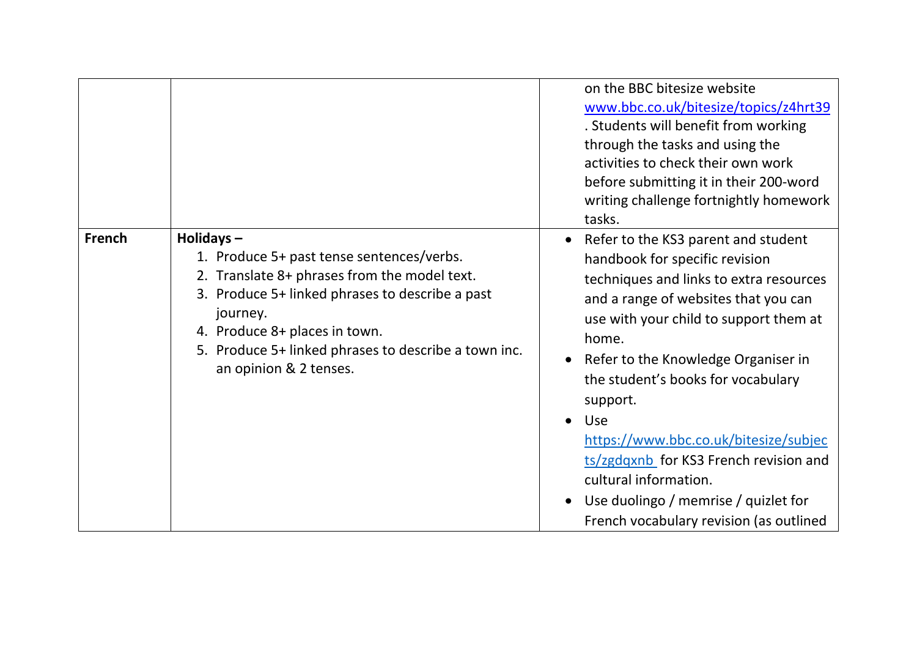| | | |
|---|---|---|
| | | on the BBC bitesize website [www.bbc.co.uk/bitesize/topics/z4hrt39](www.bbc.co.uk/bitesize/topics/z4hrt39). Students will benefit from working through the tasks and using the activities to check their own work before submitting it in their 200-word writing challenge fortnightly homework tasks. |
| **French** | **Holidays –**<br>1. Produce 5+ past tense sentences/verbs.<br>2. Translate 8+ phrases from the model text.<br>3. Produce 5+ linked phrases to describe a past journey.<br>4. Produce 8+ places in town.<br>5. Produce 5+ linked phrases to describe a town inc. an opinion & 2 tenses. | • Refer to the KS3 parent and student handbook for specific revision techniques and links to extra resources and a range of websites that you can use with your child to support them at home.<br>• Refer to the Knowledge Organiser in the student's books for vocabulary support.<br>• Use [https://www.bbc.co.uk/bitesize/subjects/zgdqxnb](https://www.bbc.co.uk/bitesize/subjects/zgdqxnb) for KS3 French revision and cultural information.<br>• Use duolingo / memrise / quizlet for French vocabulary revision (as outlined |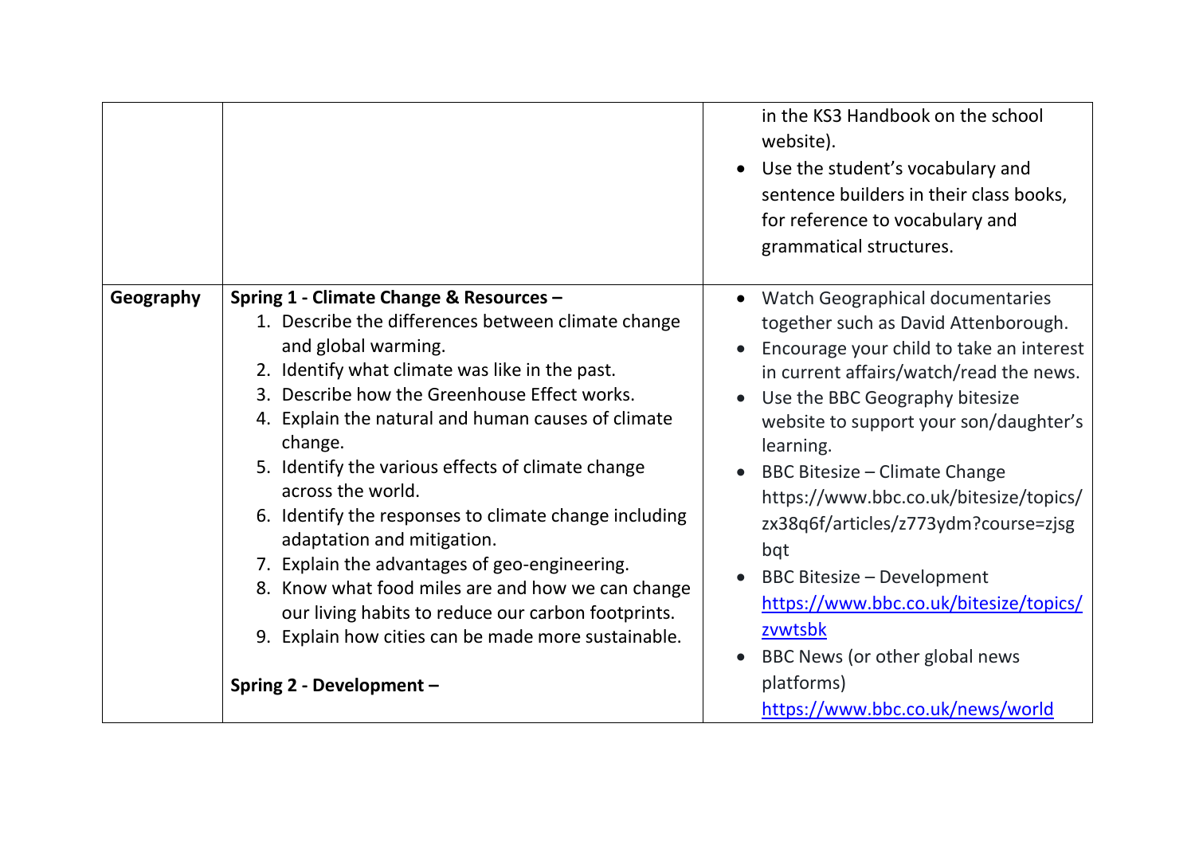|  |  |  |
|---|---|---|
|  |  | in the KS3 Handbook on the school website).<br>• Use the student's vocabulary and sentence builders in their class books, for reference to vocabulary and grammatical structures. |
| **Geography** | **Spring 1 - Climate Change & Resources –**<br>1. Describe the differences between climate change and global warming.<br>2. Identify what climate was like in the past.<br>3. Describe how the Greenhouse Effect works.<br>4. Explain the natural and human causes of climate change.<br>5. Identify the various effects of climate change across the world.<br>6. Identify the responses to climate change including adaptation and mitigation.<br>7. Explain the advantages of geo-engineering.<br>8. Know what food miles are and how we can change our living habits to reduce our carbon footprints.<br>9. Explain how cities can be made more sustainable.<br><br>**Spring 2 - Development –** | • Watch Geographical documentaries together such as David Attenborough.<br>• Encourage your child to take an interest in current affairs/watch/read the news.<br>• Use the BBC Geography bitesize website to support your son/daughter's learning.<br>• BBC Bitesize – Climate Change https://www.bbc.co.uk/bitesize/topics/zx38q6f/articles/z773ydm?course=zjsgbqt<br>• BBC Bitesize – Development https://www.bbc.co.uk/bitesize/topics/zvwtsbk<br>• BBC News (or other global news platforms) https://www.bbc.co.uk/news/world |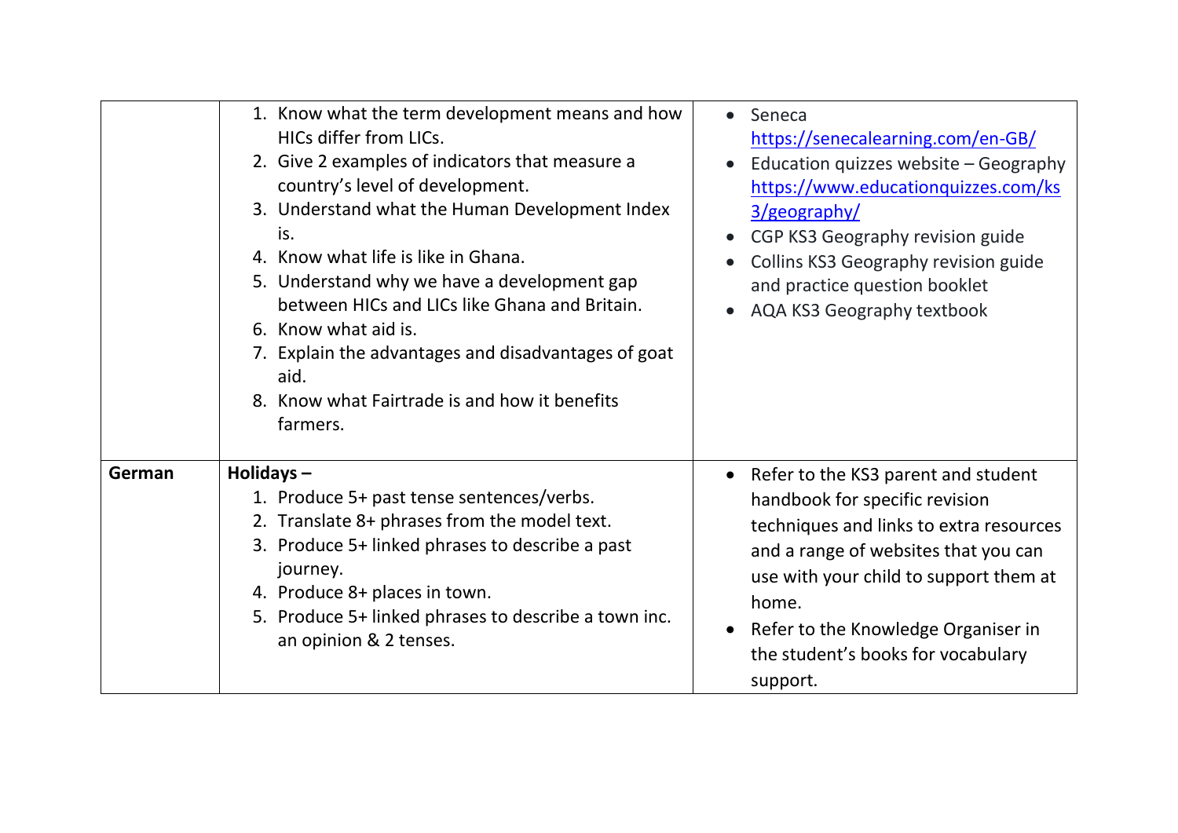| | | |
|---|---|---|
| | 1. Know what the term development means and how HICs differ from LICs.<br>2. Give 2 examples of indicators that measure a country's level of development.<br>3. Understand what the Human Development Index is.<br>4. Know what life is like in Ghana.<br>5. Understand why we have a development gap between HICs and LICs like Ghana and Britain.<br>6. Know what aid is.<br>7. Explain the advantages and disadvantages of goat aid.<br>8. Know what Fairtrade is and how it benefits farmers. | • Seneca https://senecalearning.com/en-GB/<br>• Education quizzes website – Geography https://www.educationquizzes.com/ks3/geography/<br>• CGP KS3 Geography revision guide<br>• Collins KS3 Geography revision guide and practice question booklet<br>• AQA KS3 Geography textbook |
| **German** | **Holidays –**<br>1. Produce 5+ past tense sentences/verbs.<br>2. Translate 8+ phrases from the model text.<br>3. Produce 5+ linked phrases to describe a past journey.<br>4. Produce 8+ places in town.<br>5. Produce 5+ linked phrases to describe a town inc. an opinion & 2 tenses. | • Refer to the KS3 parent and student handbook for specific revision techniques and links to extra resources and a range of websites that you can use with your child to support them at home.<br>• Refer to the Knowledge Organiser in the student's books for vocabulary support. |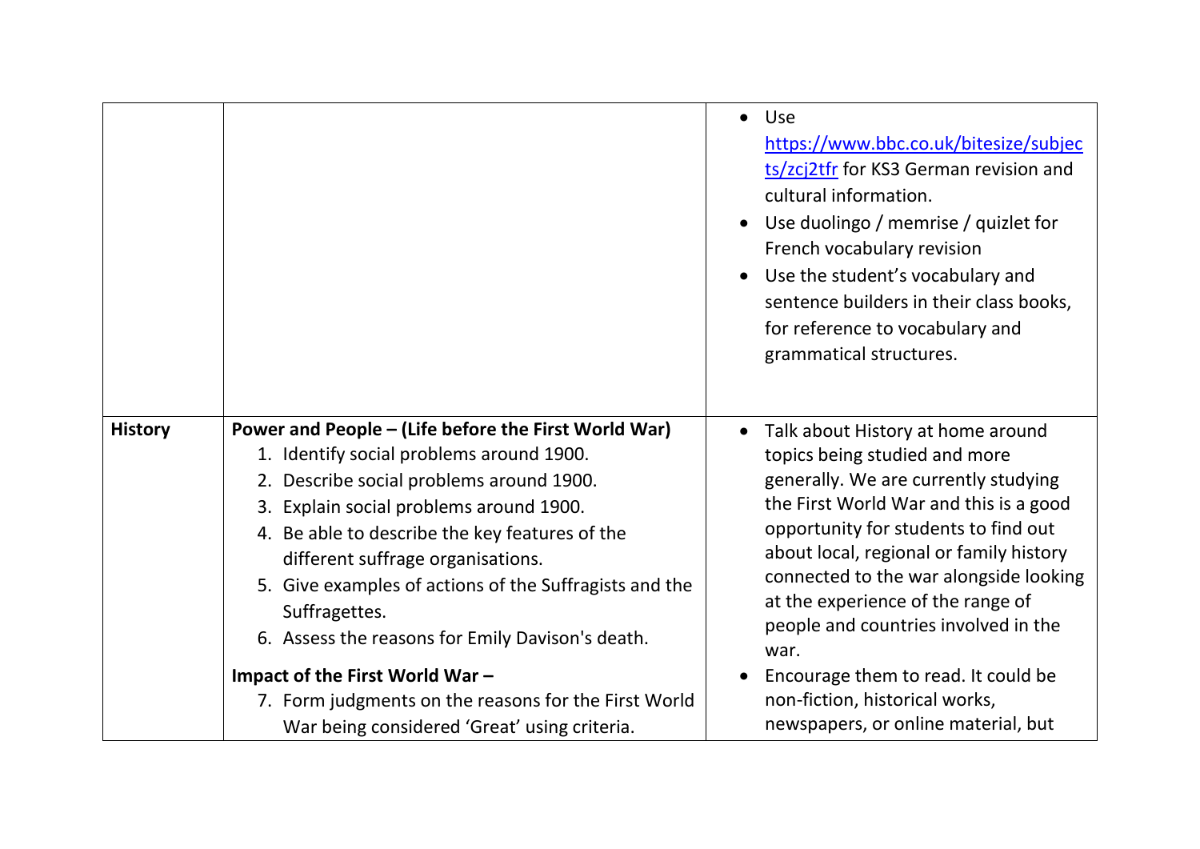| | | |
|---|---|---|
| | | • Use https://www.bbc.co.uk/bitesize/subjects/zcj2tfr for KS3 German revision and cultural information.<br>• Use duolingo / memrise / quizlet for French vocabulary revision<br>• Use the student's vocabulary and sentence builders in their class books, for reference to vocabulary and grammatical structures. |
| **History** | **Power and People – (Life before the First World War)**<br>1. Identify social problems around 1900.<br>2. Describe social problems around 1900.<br>3. Explain social problems around 1900.<br>4. Be able to describe the key features of the different suffrage organisations.<br>5. Give examples of actions of the Suffragists and the Suffragettes.<br>6. Assess the reasons for Emily Davison's death.<br>**Impact of the First World War –**<br>7. Form judgments on the reasons for the First World War being considered 'Great' using criteria. | • Talk about History at home around topics being studied and more generally. We are currently studying the First World War and this is a good opportunity for students to find out about local, regional or family history connected to the war alongside looking at the experience of the range of people and countries involved in the war.<br>• Encourage them to read. It could be non-fiction, historical works, newspapers, or online material, but |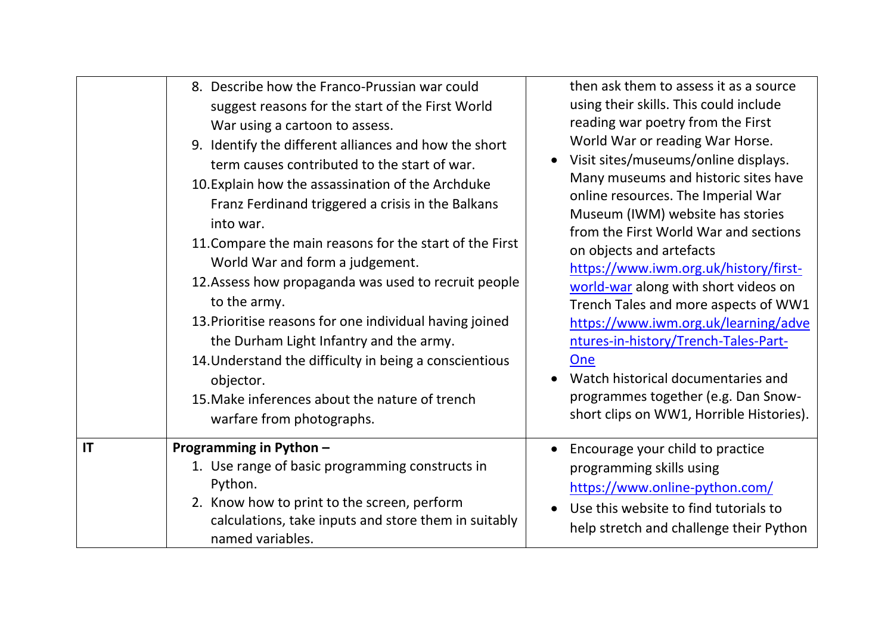|  |  |  |
|---|---|---|
|  | 8. Describe how the Franco-Prussian war could suggest reasons for the start of the First World War using a cartoon to assess.<br>9. Identify the different alliances and how the short term causes contributed to the start of war.<br>10. Explain how the assassination of the Archduke Franz Ferdinand triggered a crisis in the Balkans into war.<br>11. Compare the main reasons for the start of the First World War and form a judgement.<br>12. Assess how propaganda was used to recruit people to the army.<br>13. Prioritise reasons for one individual having joined the Durham Light Infantry and the army.<br>14. Understand the difficulty in being a conscientious objector.<br>15. Make inferences about the nature of trench warfare from photographs. | then ask them to assess it as a source using their skills. This could include reading war poetry from the First World War or reading War Horse.<br>• Visit sites/museums/online displays. Many museums and historic sites have online resources. The Imperial War Museum (IWM) website has stories from the First World War and sections on objects and artefacts https://www.iwm.org.uk/history/first-world-war along with short videos on Trench Tales and more aspects of WW1 https://www.iwm.org.uk/learning/adventures-in-history/Trench-Tales-Part-One<br>• Watch historical documentaries and programmes together (e.g. Dan Snow-short clips on WW1, Horrible Histories). |
| **IT** | **Programming in Python –**<br>1. Use range of basic programming constructs in Python.<br>2. Know how to print to the screen, perform calculations, take inputs and store them in suitably named variables. | • Encourage your child to practice programming skills using https://www.online-python.com/<br>• Use this website to find tutorials to help stretch and challenge their Python |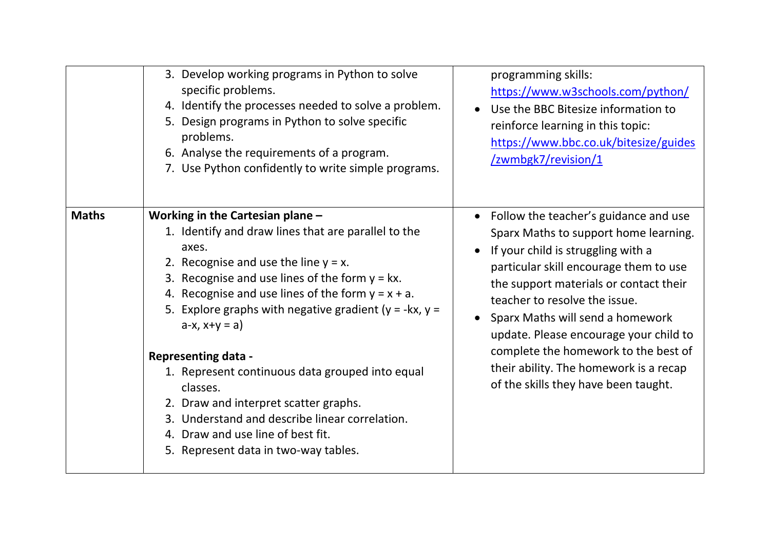| | | |
|---|---|---|
| | 3. Develop working programs in Python to solve specific problems.<br>4. Identify the processes needed to solve a problem.<br>5. Design programs in Python to solve specific problems.<br>6. Analyse the requirements of a program.<br>7. Use Python confidently to write simple programs. | programming skills: [https://www.w3schools.com/python/](https://www.w3schools.com/python/)<br>• Use the BBC Bitesize information to reinforce learning in this topic: [https://www.bbc.co.uk/bitesize/guides/zwmbgk7/revision/1](https://www.bbc.co.uk/bitesize/guides/zwmbgk7/revision/1) |
| **Maths** | **Working in the Cartesian plane –**<br>1. Identify and draw lines that are parallel to the axes.<br>2. Recognise and use the line $y = x$.<br>3. Recognise and use lines of the form $y = kx$.<br>4. Recognise and use lines of the form $y = x + a$.<br>5. Explore graphs with negative gradient ($y = -kx$, $y = a-x$, $x+y = a$)<br><br>**Representing data -**<br>1. Represent continuous data grouped into equal classes.<br>2. Draw and interpret scatter graphs.<br>3. Understand and describe linear correlation.<br>4. Draw and use line of best fit.<br>5. Represent data in two-way tables. | • Follow the teacher's guidance and use Sparx Maths to support home learning.<br>• If your child is struggling with a particular skill encourage them to use the support materials or contact their teacher to resolve the issue.<br>• Sparx Maths will send a homework update. Please encourage your child to complete the homework to the best of their ability. The homework is a recap of the skills they have been taught. |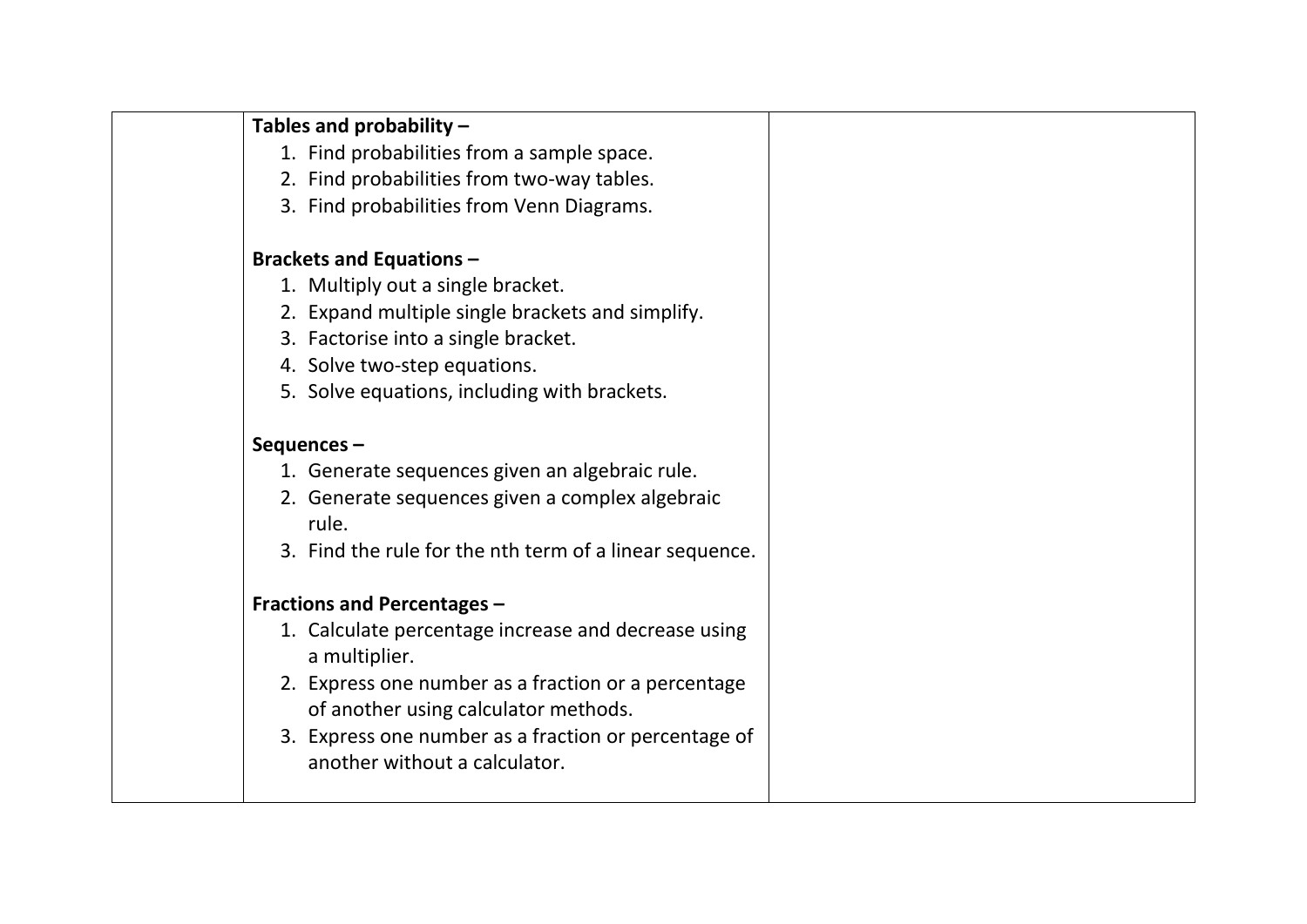| | | |
|---|---|---|
| | **Tables and probability –**<br>1. Find probabilities from a sample space.<br>2. Find probabilities from two-way tables.<br>3. Find probabilities from Venn Diagrams.<br><br>**Brackets and Equations –**<br>1. Multiply out a single bracket.<br>2. Expand multiple single brackets and simplify.<br>3. Factorise into a single bracket.<br>4. Solve two-step equations.<br>5. Solve equations, including with brackets.<br><br>**Sequences –**<br>1. Generate sequences given an algebraic rule.<br>2. Generate sequences given a complex algebraic rule.<br>3. Find the rule for the nth term of a linear sequence.<br><br>**Fractions and Percentages –**<br>1. Calculate percentage increase and decrease using a multiplier.<br>2. Express one number as a fraction or a percentage of another using calculator methods.<br>3. Express one number as a fraction or percentage of another without a calculator. | |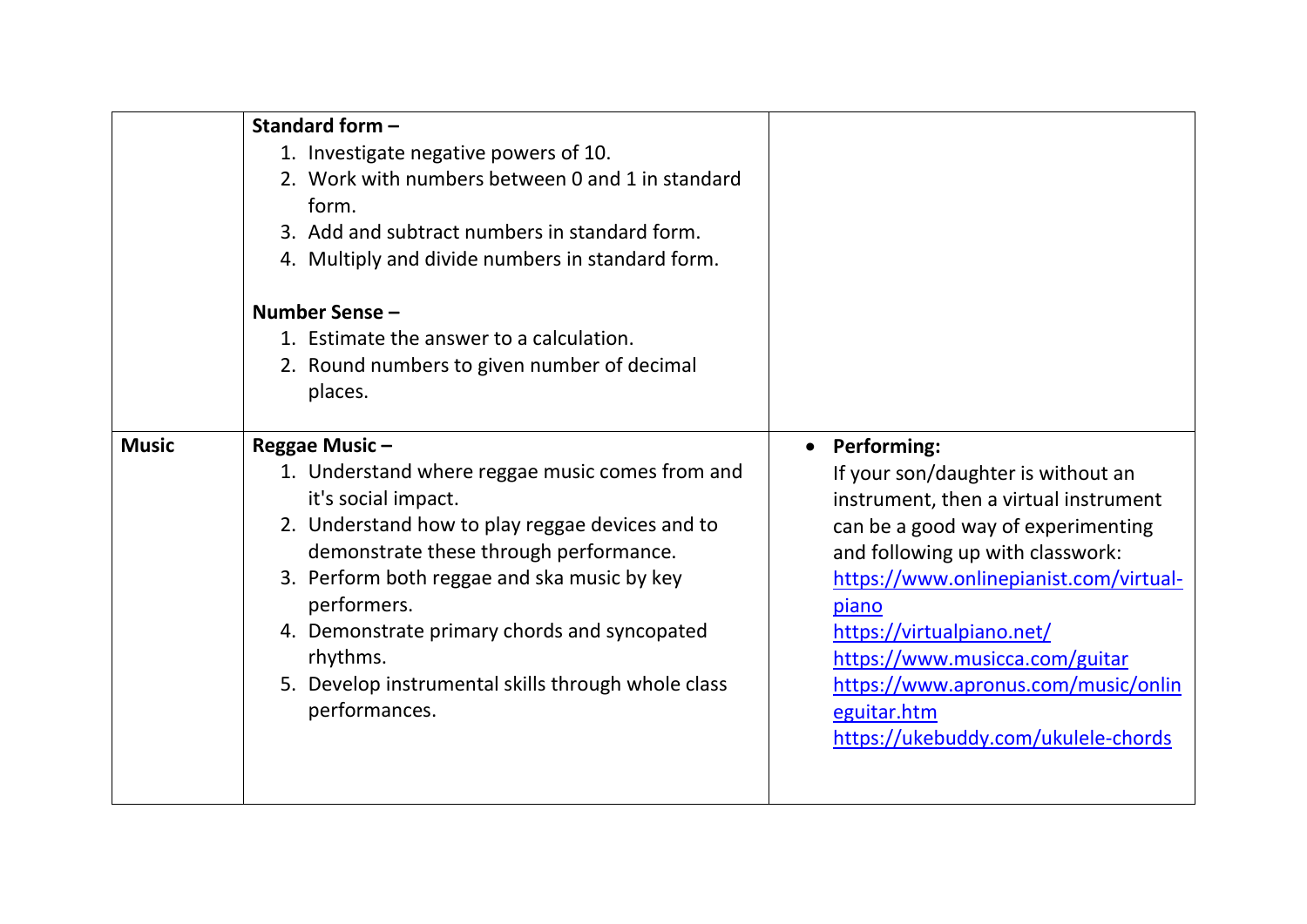| | | |
|---|---|---|
| | **Standard form –**<br>1. Investigate negative powers of 10.<br>2. Work with numbers between 0 and 1 in standard form.<br>3. Add and subtract numbers in standard form.<br>4. Multiply and divide numbers in standard form.<br><br>**Number Sense –**<br>1. Estimate the answer to a calculation.<br>2. Round numbers to given number of decimal places. | |
| **Music** | **Reggae Music –**<br>1. Understand where reggae music comes from and it's social impact.<br>2. Understand how to play reggae devices and to demonstrate these through performance.<br>3. Perform both reggae and ska music by key performers.<br>4. Demonstrate primary chords and syncopated rhythms.<br>5. Develop instrumental skills through whole class performances. | • **Performing:**<br>If your son/daughter is without an instrument, then a virtual instrument can be a good way of experimenting and following up with classwork:<br>https://www.onlinepianist.com/virtual-piano<br>https://virtualpiano.net/<br>https://www.musicca.com/guitar<br>https://www.apronus.com/music/onlineguitar.htm<br>https://ukebuddy.com/ukulele-chords |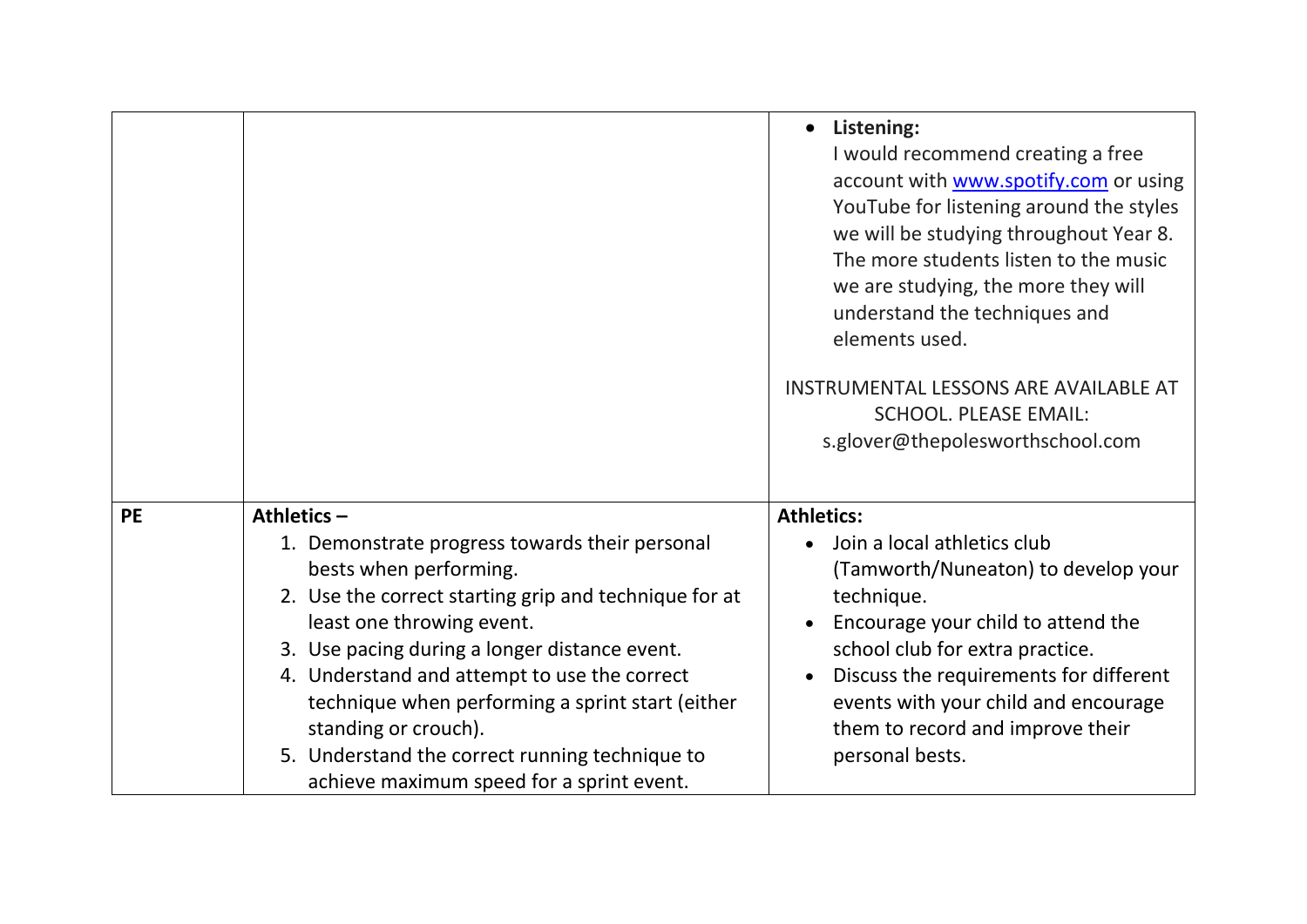| | | |
|---|---|---|
| | | • **Listening:** I would recommend creating a free account with [www.spotify.com](http://www.spotify.com) or using YouTube for listening around the styles we will be studying throughout Year 8. The more students listen to the music we are studying, the more they will understand the techniques and elements used.<br><br>INSTRUMENTAL LESSONS ARE AVAILABLE AT SCHOOL. PLEASE EMAIL: s.glover@thepolesworthschool.com |
| **PE** | **Athletics –**<br>1. Demonstrate progress towards their personal bests when performing.<br>2. Use the correct starting grip and technique for at least one throwing event.<br>3. Use pacing during a longer distance event.<br>4. Understand and attempt to use the correct technique when performing a sprint start (either standing or crouch).<br>5. Understand the correct running technique to achieve maximum speed for a sprint event. | **Athletics:**<br>• Join a local athletics club (Tamworth/Nuneaton) to develop your technique.<br>• Encourage your child to attend the school club for extra practice.<br>• Discuss the requirements for different events with your child and encourage them to record and improve their personal bests. |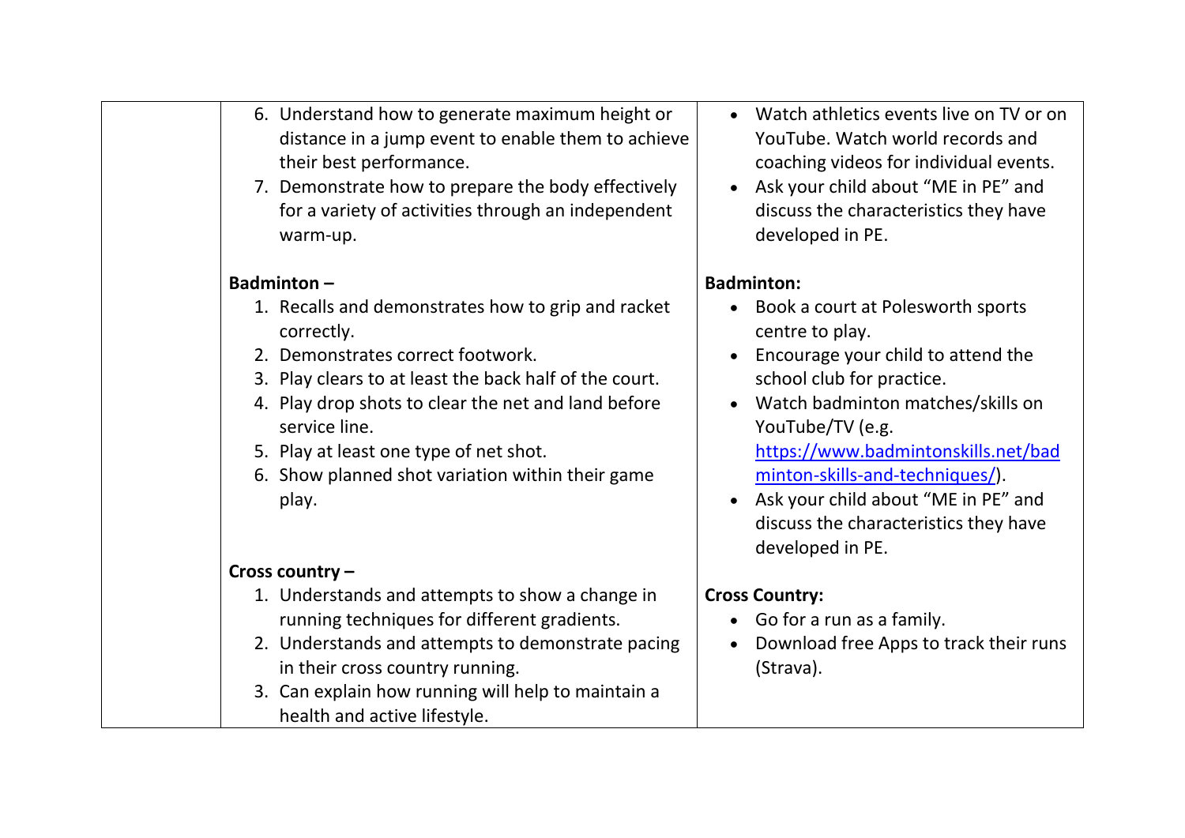| | | |
|---|---|---|
| | 6. Understand how to generate maximum height or distance in a jump event to enable them to achieve their best performance.<br>7. Demonstrate how to prepare the body effectively for a variety of activities through an independent warm-up.<br><br>**Badminton –**<br>1. Recalls and demonstrates how to grip and racket correctly.<br>2. Demonstrates correct footwork.<br>3. Play clears to at least the back half of the court.<br>4. Play drop shots to clear the net and land before service line.<br>5. Play at least one type of net shot.<br>6. Show planned shot variation within their game play.<br><br>**Cross country –**<br>1. Understands and attempts to show a change in running techniques for different gradients.<br>2. Understands and attempts to demonstrate pacing in their cross country running.<br>3. Can explain how running will help to maintain a health and active lifestyle. | • Watch athletics events live on TV or on YouTube. Watch world records and coaching videos for individual events.<br>• Ask your child about "ME in PE" and discuss the characteristics they have developed in PE.<br><br>**Badminton:**<br>• Book a court at Polesworth sports centre to play.<br>• Encourage your child to attend the school club for practice.<br>• Watch badminton matches/skills on YouTube/TV (e.g. [https://www.badmintonskills.net/badminton-skills-and-techniques/](https://www.badmintonskills.net/badminton-skills-and-techniques/)).<br>• Ask your child about "ME in PE" and discuss the characteristics they have developed in PE.<br><br>**Cross Country:**<br>• Go for a run as a family.<br>• Download free Apps to track their runs (Strava). |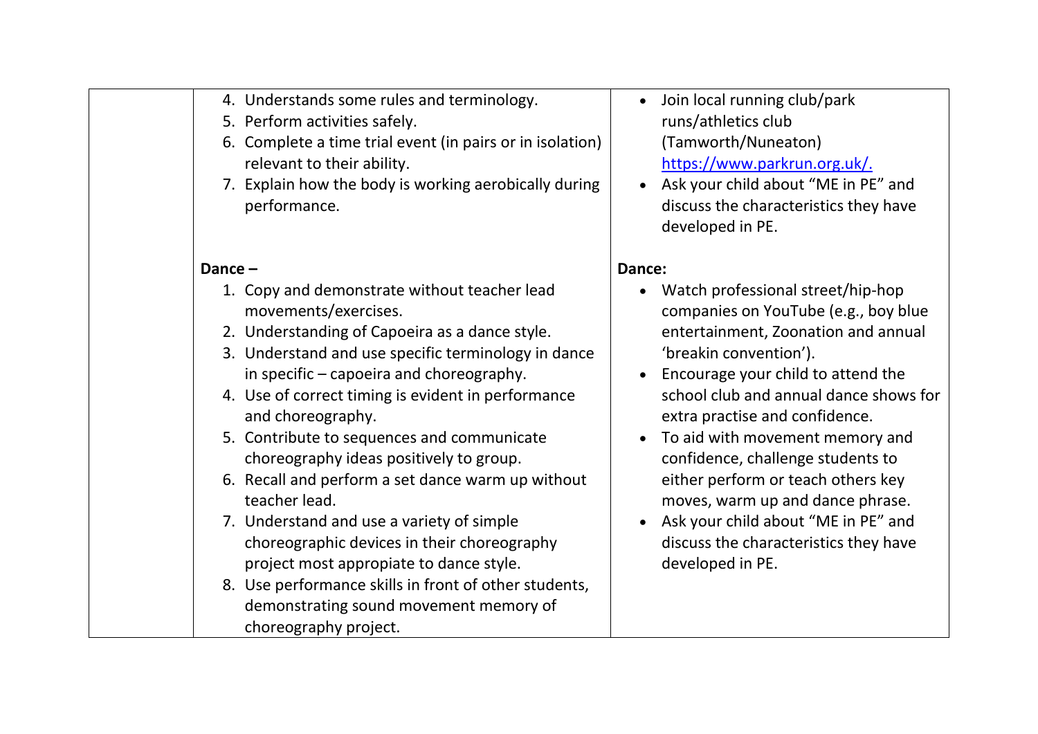|  | 4. Understands some rules and terminology.<br>5. Perform activities safely.<br>6. Complete a time trial event (in pairs or in isolation) relevant to their ability.<br>7. Explain how the body is working aerobically during performance.<br><br>**Dance –**<br>1. Copy and demonstrate without teacher lead movements/exercises.<br>2. Understanding of Capoeira as a dance style.<br>3. Understand and use specific terminology in dance in specific – capoeira and choreography.<br>4. Use of correct timing is evident in performance and choreography.<br>5. Contribute to sequences and communicate choreography ideas positively to group.<br>6. Recall and perform a set dance warm up without teacher lead.<br>7. Understand and use a variety of simple choreographic devices in their choreography project most appropiate to dance style.<br>8. Use performance skills in front of other students, demonstrating sound movement memory of choreography project. | • Join local running club/park runs/athletics club (Tamworth/Nuneaton) https://www.parkrun.org.uk/.<br>• Ask your child about "ME in PE" and discuss the characteristics they have developed in PE.<br><br>**Dance:**<br>• Watch professional street/hip-hop companies on YouTube (e.g., boy blue entertainment, Zoonation and annual 'breakin convention').<br>• Encourage your child to attend the school club and annual dance shows for extra practise and confidence.<br>• To aid with movement memory and confidence, challenge students to either perform or teach others key moves, warm up and dance phrase.<br>• Ask your child about "ME in PE" and discuss the characteristics they have developed in PE. |
|---|---|---|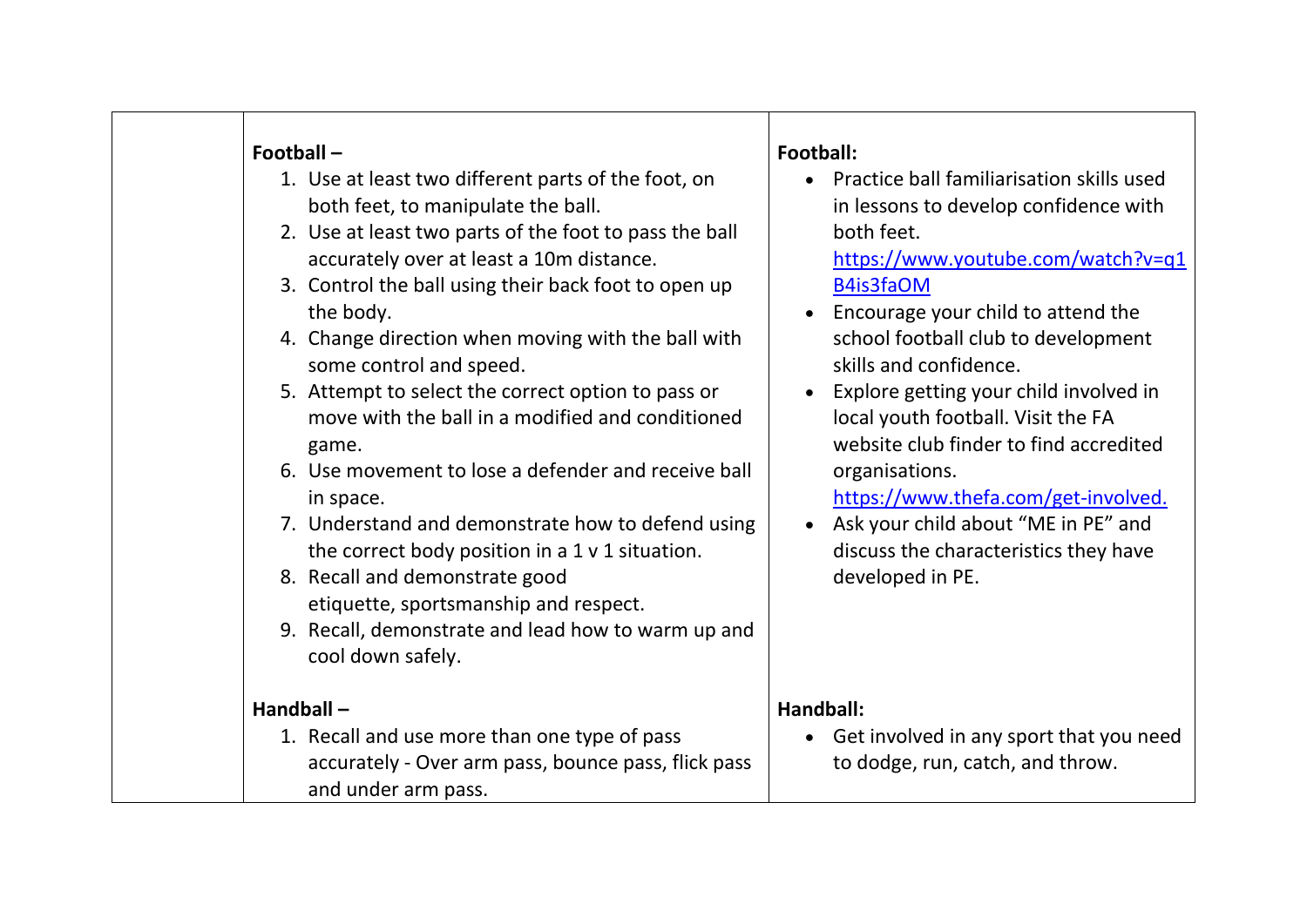| | | |
|---|---|---|
| | **Football –**<br>1. Use at least two different parts of the foot, on both feet, to manipulate the ball.<br>2. Use at least two parts of the foot to pass the ball accurately over at least a 10m distance.<br>3. Control the ball using their back foot to open up the body.<br>4. Change direction when moving with the ball with some control and speed.<br>5. Attempt to select the correct option to pass or move with the ball in a modified and conditioned game.<br>6. Use movement to lose a defender and receive ball in space.<br>7. Understand and demonstrate how to defend using the correct body position in a 1 v 1 situation.<br>8. Recall and demonstrate good etiquette, sportsmanship and respect.<br>9. Recall, demonstrate and lead how to warm up and cool down safely.<br><br>**Handball –**<br>1. Recall and use more than one type of pass accurately - Over arm pass, bounce pass, flick pass and under arm pass. | **Football:**<br>• Practice ball familiarisation skills used in lessons to develop confidence with both feet. https://www.youtube.com/watch?v=q1B4is3faOM<br>• Encourage your child to attend the school football club to development skills and confidence.<br>• Explore getting your child involved in local youth football. Visit the FA website club finder to find accredited organisations. https://www.thefa.com/get-involved.<br>• Ask your child about "ME in PE" and discuss the characteristics they have developed in PE.<br><br>**Handball:**<br>• Get involved in any sport that you need to dodge, run, catch, and throw. |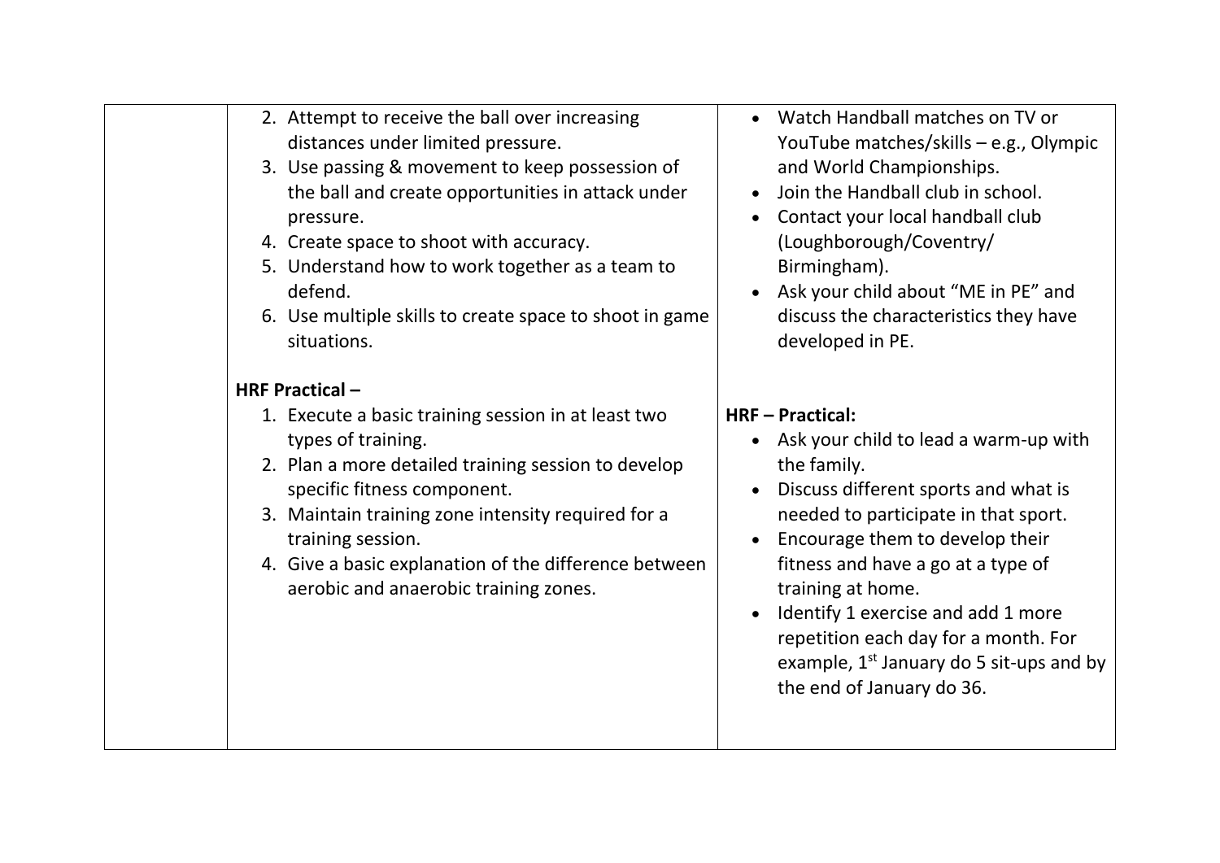| | | |
|---|---|---|
| | 2. Attempt to receive the ball over increasing distances under limited pressure.<br>3. Use passing & movement to keep possession of the ball and create opportunities in attack under pressure.<br>4. Create space to shoot with accuracy.<br>5. Understand how to work together as a team to defend.<br>6. Use multiple skills to create space to shoot in game situations.<br><br>**HRF Practical –**<br>1. Execute a basic training session in at least two types of training.<br>2. Plan a more detailed training session to develop specific fitness component.<br>3. Maintain training zone intensity required for a training session.<br>4. Give a basic explanation of the difference between aerobic and anaerobic training zones. | • Watch Handball matches on TV or YouTube matches/skills – e.g., Olympic and World Championships.<br>• Join the Handball club in school.<br>• Contact your local handball club (Loughborough/Coventry/ Birmingham).<br>• Ask your child about "ME in PE" and discuss the characteristics they have developed in PE.<br><br>**HRF – Practical:**<br>• Ask your child to lead a warm-up with the family.<br>• Discuss different sports and what is needed to participate in that sport.<br>• Encourage them to develop their fitness and have a go at a type of training at home.<br>• Identify 1 exercise and add 1 more repetition each day for a month. For example, 1st January do 5 sit-ups and by the end of January do 36. |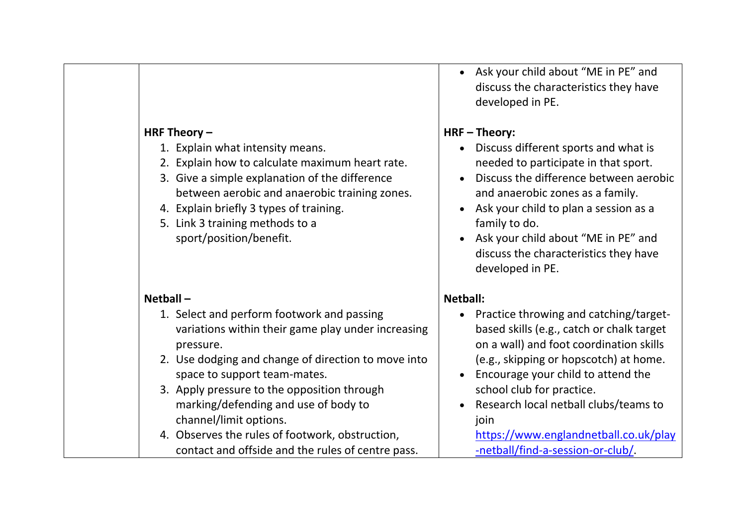| | | |
|---|---|---|
| | | • Ask your child about "ME in PE" and discuss the characteristics they have developed in PE. |
| | **HRF Theory –**<br>1. Explain what intensity means.<br>2. Explain how to calculate maximum heart rate.<br>3. Give a simple explanation of the difference between aerobic and anaerobic training zones.<br>4. Explain briefly 3 types of training.<br>5. Link 3 training methods to a sport/position/benefit. | **HRF – Theory:**<br>• Discuss different sports and what is needed to participate in that sport.<br>• Discuss the difference between aerobic and anaerobic zones as a family.<br>• Ask your child to plan a session as a family to do.<br>• Ask your child about "ME in PE" and discuss the characteristics they have developed in PE. |
| | **Netball –**<br>1. Select and perform footwork and passing variations within their game play under increasing pressure.<br>2. Use dodging and change of direction to move into space to support team-mates.<br>3. Apply pressure to the opposition through marking/defending and use of body to channel/limit options.<br>4. Observes the rules of footwork, obstruction, contact and offside and the rules of centre pass. | **Netball:**<br>• Practice throwing and catching/target-based skills (e.g., catch or chalk target on a wall) and foot coordination skills (e.g., skipping or hopscotch) at home.<br>• Encourage your child to attend the school club for practice.<br>• Research local netball clubs/teams to join [https://www.englandnetball.co.uk/play-netball/find-a-session-or-club/](https://www.englandnetball.co.uk/play-netball/find-a-session-or-club/). |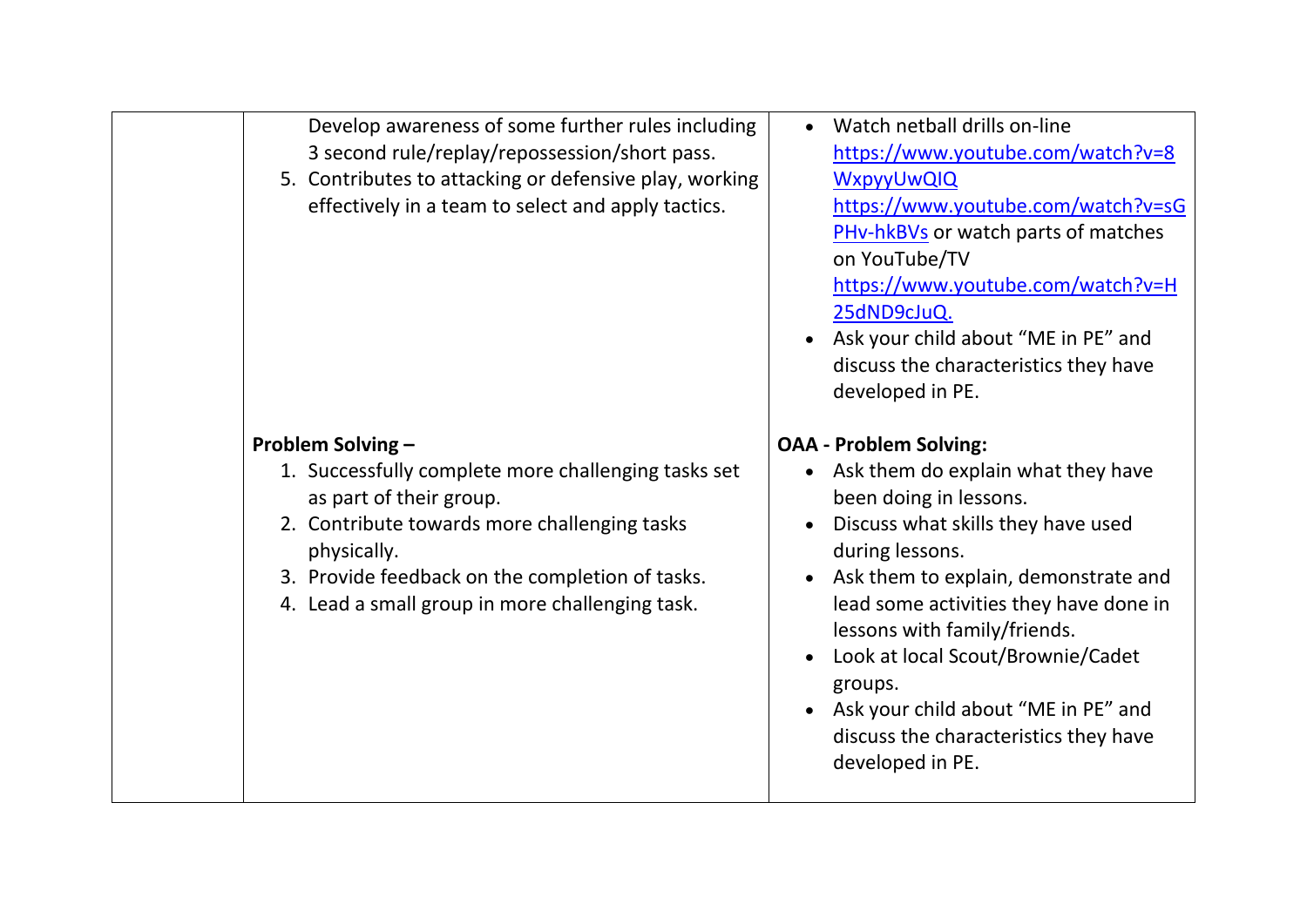| | | |
|---|---|---|
| | Develop awareness of some further rules including 3 second rule/replay/repossession/short pass.<br>5. Contributes to attacking or defensive play, working effectively in a team to select and apply tactics. | • Watch netball drills on-line https://www.youtube.com/watch?v=8WxpyyUwQIQ https://www.youtube.com/watch?v=sGPHv-hkBVs or watch parts of matches on YouTube/TV https://www.youtube.com/watch?v=H25dND9cJuQ.<br>• Ask your child about "ME in PE" and discuss the characteristics they have developed in PE. |
| | **Problem Solving –**<br>1. Successfully complete more challenging tasks set as part of their group.<br>2. Contribute towards more challenging tasks physically.<br>3. Provide feedback on the completion of tasks.<br>4. Lead a small group in more challenging task. | **OAA - Problem Solving:**<br>• Ask them do explain what they have been doing in lessons.<br>• Discuss what skills they have used during lessons.<br>• Ask them to explain, demonstrate and lead some activities they have done in lessons with family/friends.<br>• Look at local Scout/Brownie/Cadet groups.<br>• Ask your child about "ME in PE" and discuss the characteristics they have developed in PE. |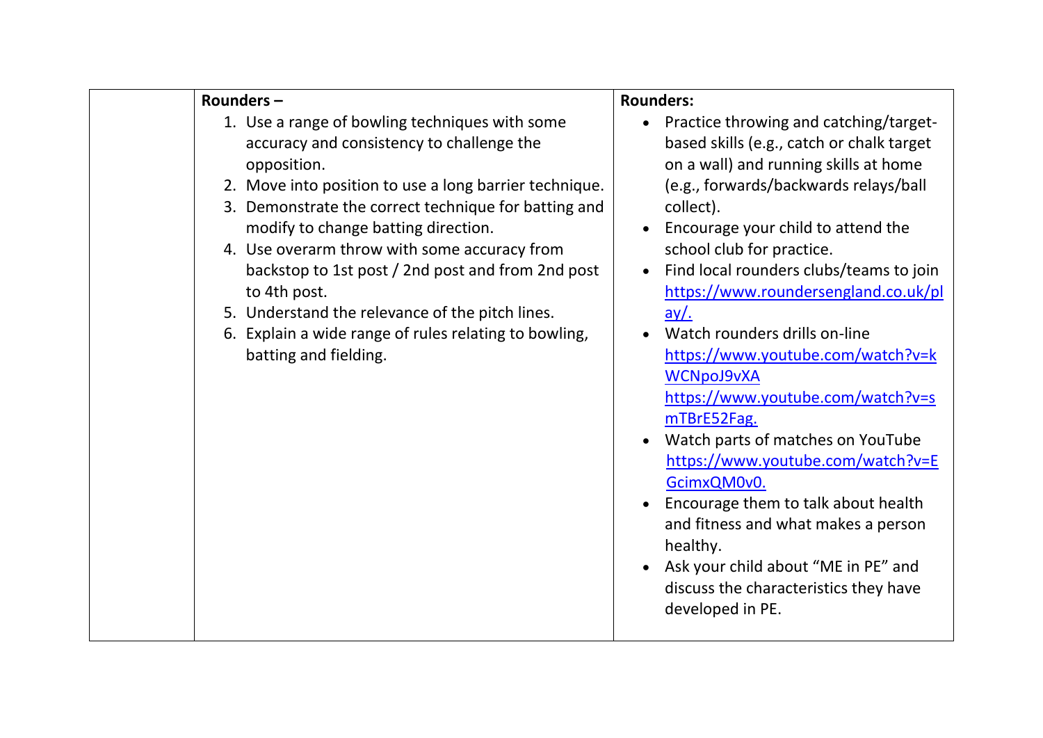|  | **Rounders –**<br>1. Use a range of bowling techniques with some accuracy and consistency to challenge the opposition.<br>2. Move into position to use a long barrier technique.<br>3. Demonstrate the correct technique for batting and modify to change batting direction.<br>4. Use overarm throw with some accuracy from backstop to 1st post / 2nd post and from 2nd post to 4th post.<br>5. Understand the relevance of the pitch lines.<br>6. Explain a wide range of rules relating to bowling, batting and fielding. | **Rounders:**<br>• Practice throwing and catching/target-based skills (e.g., catch or chalk target on a wall) and running skills at home (e.g., forwards/backwards relays/ball collect).<br>• Encourage your child to attend the school club for practice.<br>• Find local rounders clubs/teams to join https://www.roundersengland.co.uk/play/.<br>• Watch rounders drills on-line https://www.youtube.com/watch?v=kWCNpoJ9vXA https://www.youtube.com/watch?v=smTBrE52Fag.<br>• Watch parts of matches on YouTube https://www.youtube.com/watch?v=EGcimxQM0v0.<br>• Encourage them to talk about health and fitness and what makes a person healthy.<br>• Ask your child about "ME in PE" and discuss the characteristics they have developed in PE. |
|---|---|---|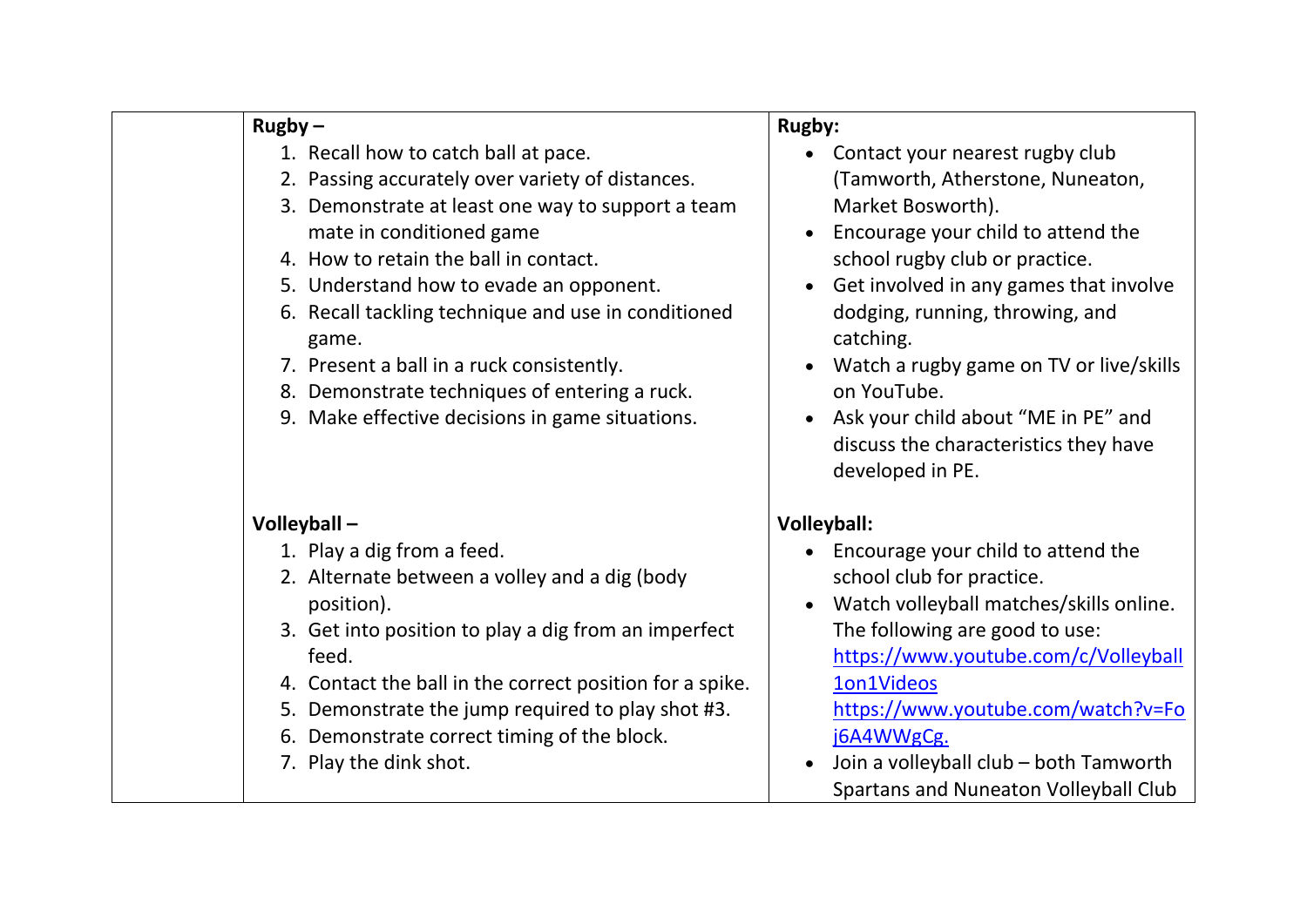| | | |
|---|---|---|
| | **Rugby –**<br>1. Recall how to catch ball at pace.<br>2. Passing accurately over variety of distances.<br>3. Demonstrate at least one way to support a team mate in conditioned game<br>4. How to retain the ball in contact.<br>5. Understand how to evade an opponent.<br>6. Recall tackling technique and use in conditioned game.<br>7. Present a ball in a ruck consistently.<br>8. Demonstrate techniques of entering a ruck.<br>9. Make effective decisions in game situations.<br><br>**Volleyball –**<br>1. Play a dig from a feed.<br>2. Alternate between a volley and a dig (body position).<br>3. Get into position to play a dig from an imperfect feed.<br>4. Contact the ball in the correct position for a spike.<br>5. Demonstrate the jump required to play shot #3.<br>6. Demonstrate correct timing of the block.<br>7. Play the dink shot. | **Rugby:**<br>• Contact your nearest rugby club (Tamworth, Atherstone, Nuneaton, Market Bosworth).<br>• Encourage your child to attend the school rugby club or practice.<br>• Get involved in any games that involve dodging, running, throwing, and catching.<br>• Watch a rugby game on TV or live/skills on YouTube.<br>• Ask your child about "ME in PE" and discuss the characteristics they have developed in PE.<br><br>**Volleyball:**<br>• Encourage your child to attend the school club for practice.<br>• Watch volleyball matches/skills online. The following are good to use: https://www.youtube.com/c/Volleyball1on1Videos https://www.youtube.com/watch?v=Foj6A4WWgCg.<br>• Join a volleyball club – both Tamworth Spartans and Nuneaton Volleyball Club |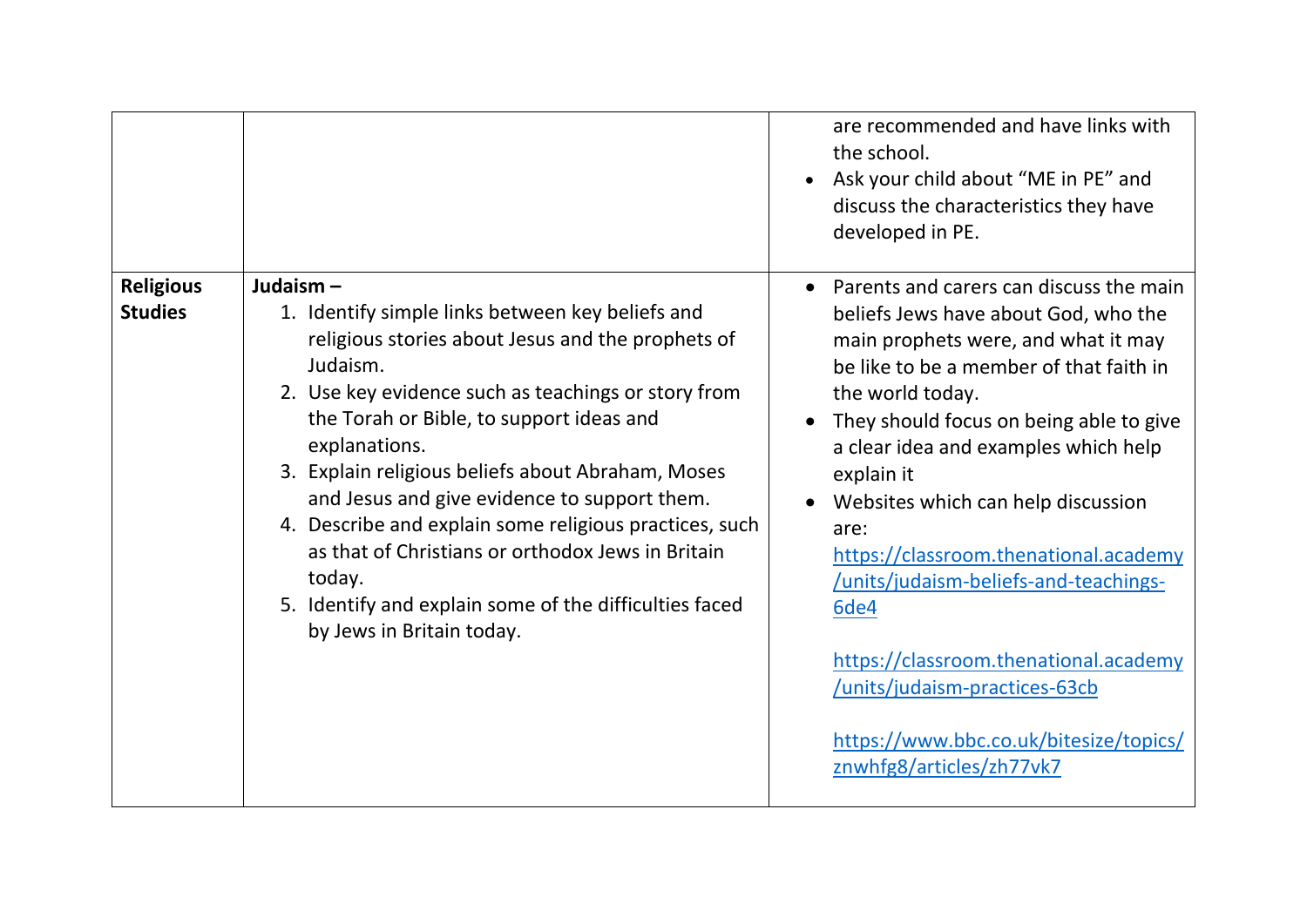|  |  |  |
| --- | --- | --- |
|  |  | are recommended and have links with the school.<br>• Ask your child about "ME in PE" and discuss the characteristics they have developed in PE. |
| **Religious Studies** | **Judaism –**<br>1. Identify simple links between key beliefs and religious stories about Jesus and the prophets of Judaism.<br>2. Use key evidence such as teachings or story from the Torah or Bible, to support ideas and explanations.<br>3. Explain religious beliefs about Abraham, Moses and Jesus and give evidence to support them.<br>4. Describe and explain some religious practices, such as that of Christians or orthodox Jews in Britain today.<br>5. Identify and explain some of the difficulties faced by Jews in Britain today. | • Parents and carers can discuss the main beliefs Jews have about God, who the main prophets were, and what it may be like to be a member of that faith in the world today.<br>• They should focus on being able to give a clear idea and examples which help explain it<br>• Websites which can help discussion are:<br>https://classroom.thenational.academy/units/judaism-beliefs-and-teachings-6de4<br><br>https://classroom.thenational.academy/units/judaism-practices-63cb<br><br>https://www.bbc.co.uk/bitesize/topics/znwhfg8/articles/zh77vk7 |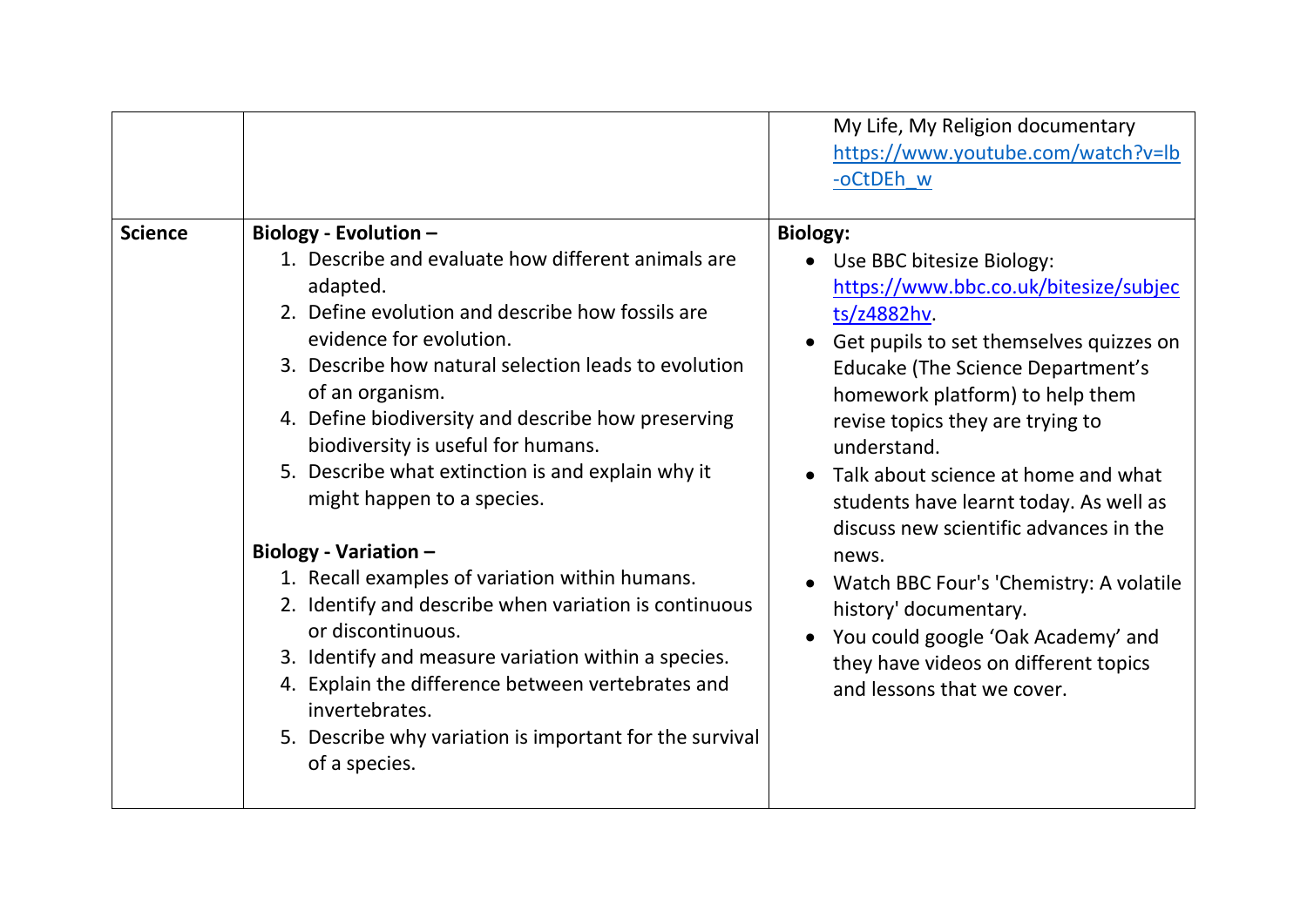| | | |
|---|---|---|
| | | My Life, My Religion documentary https://www.youtube.com/watch?v=lb-oCtDEh_w |
| **Science** | **Biology - Evolution –**<br>1. Describe and evaluate how different animals are adapted.<br>2. Define evolution and describe how fossils are evidence for evolution.<br>3. Describe how natural selection leads to evolution of an organism.<br>4. Define biodiversity and describe how preserving biodiversity is useful for humans.<br>5. Describe what extinction is and explain why it might happen to a species.<br><br>**Biology - Variation –**<br>1. Recall examples of variation within humans.<br>2. Identify and describe when variation is continuous or discontinuous.<br>3. Identify and measure variation within a species.<br>4. Explain the difference between vertebrates and invertebrates.<br>5. Describe why variation is important for the survival of a species. | **Biology:**<br>• Use BBC bitesize Biology: https://www.bbc.co.uk/bitesize/subjects/z4882hv.<br>• Get pupils to set themselves quizzes on Educake (The Science Department's homework platform) to help them revise topics they are trying to understand.<br>• Talk about science at home and what students have learnt today. As well as discuss new scientific advances in the news.<br>• Watch BBC Four's 'Chemistry: A volatile history' documentary.<br>• You could google 'Oak Academy' and they have videos on different topics and lessons that we cover. |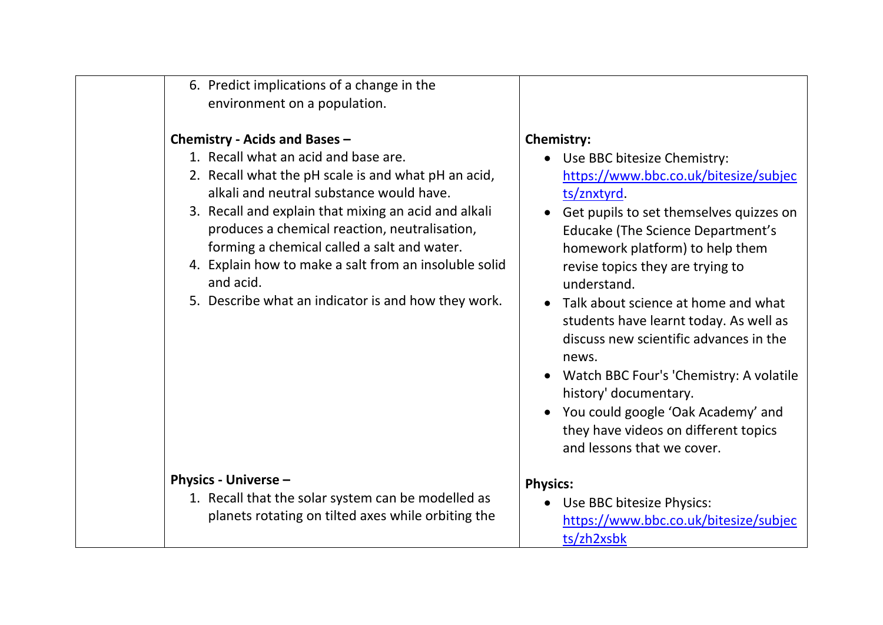| | | |
|---|---|---|
| | 6. Predict implications of a change in the environment on a population.<br><br>**Chemistry - Acids and Bases –**<br>1. Recall what an acid and base are.<br>2. Recall what the pH scale is and what pH an acid, alkali and neutral substance would have.<br>3. Recall and explain that mixing an acid and alkali produces a chemical reaction, neutralisation, forming a chemical called a salt and water.<br>4. Explain how to make a salt from an insoluble solid and acid.<br>5. Describe what an indicator is and how they work. | <br><br>**Chemistry:**<br>• Use BBC bitesize Chemistry: https://www.bbc.co.uk/bitesize/subjects/znxtyrd.<br>• Get pupils to set themselves quizzes on Educake (The Science Department's homework platform) to help them revise topics they are trying to understand.<br>• Talk about science at home and what students have learnt today. As well as discuss new scientific advances in the news.<br>• Watch BBC Four's 'Chemistry: A volatile history' documentary.<br>• You could google 'Oak Academy' and they have videos on different topics and lessons that we cover. |
| | **Physics - Universe –**<br>1. Recall that the solar system can be modelled as planets rotating on tilted axes while orbiting the | **Physics:**<br>• Use BBC bitesize Physics: https://www.bbc.co.uk/bitesize/subjects/zh2xsbk |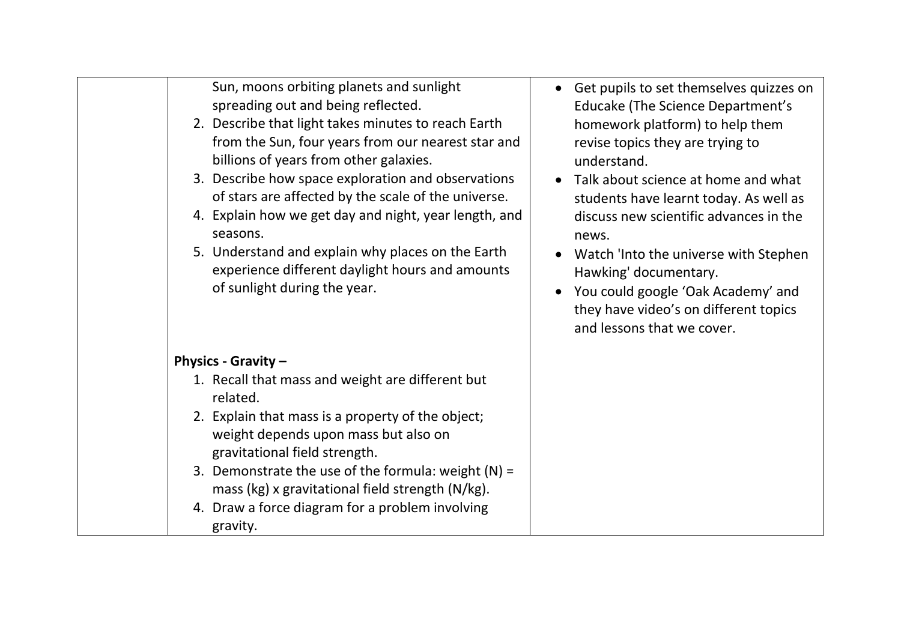| | | |
|---|---|---|
| | Sun, moons orbiting planets and sunlight spreading out and being reflected.<br>2. Describe that light takes minutes to reach Earth from the Sun, four years from our nearest star and billions of years from other galaxies.<br>3. Describe how space exploration and observations of stars are affected by the scale of the universe.<br>4. Explain how we get day and night, year length, and seasons.<br>5. Understand and explain why places on the Earth experience different daylight hours and amounts of sunlight during the year.<br><br>**Physics - Gravity –**<br>1. Recall that mass and weight are different but related.<br>2. Explain that mass is a property of the object; weight depends upon mass but also on gravitational field strength.<br>3. Demonstrate the use of the formula: weight (N) = mass (kg) x gravitational field strength (N/kg).<br>4. Draw a force diagram for a problem involving gravity. | • Get pupils to set themselves quizzes on Educake (The Science Department's homework platform) to help them revise topics they are trying to understand.<br>• Talk about science at home and what students have learnt today. As well as discuss new scientific advances in the news.<br>• Watch 'Into the universe with Stephen Hawking' documentary.<br>• You could google 'Oak Academy' and they have video's on different topics and lessons that we cover. |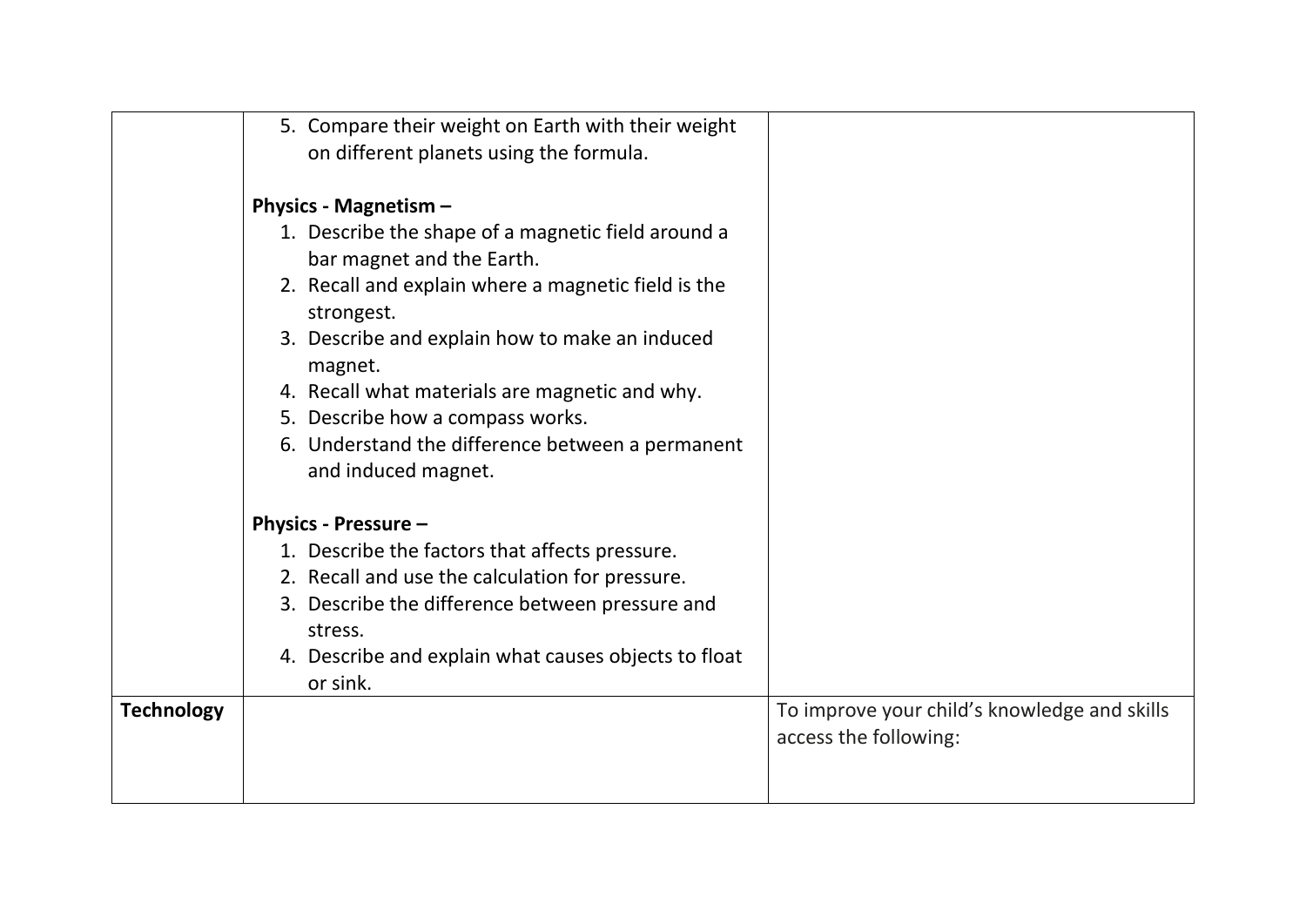| | | |
|---|---|---|
| | 5. Compare their weight on Earth with their weight on different planets using the formula.<br><br>**Physics - Magnetism –**<br>1. Describe the shape of a magnetic field around a bar magnet and the Earth.<br>2. Recall and explain where a magnetic field is the strongest.<br>3. Describe and explain how to make an induced magnet.<br>4. Recall what materials are magnetic and why.<br>5. Describe how a compass works.<br>6. Understand the difference between a permanent and induced magnet.<br><br>**Physics - Pressure –**<br>1. Describe the factors that affects pressure.<br>2. Recall and use the calculation for pressure.<br>3. Describe the difference between pressure and stress.<br>4. Describe and explain what causes objects to float or sink. | |
| **Technology** | | To improve your child's knowledge and skills access the following: |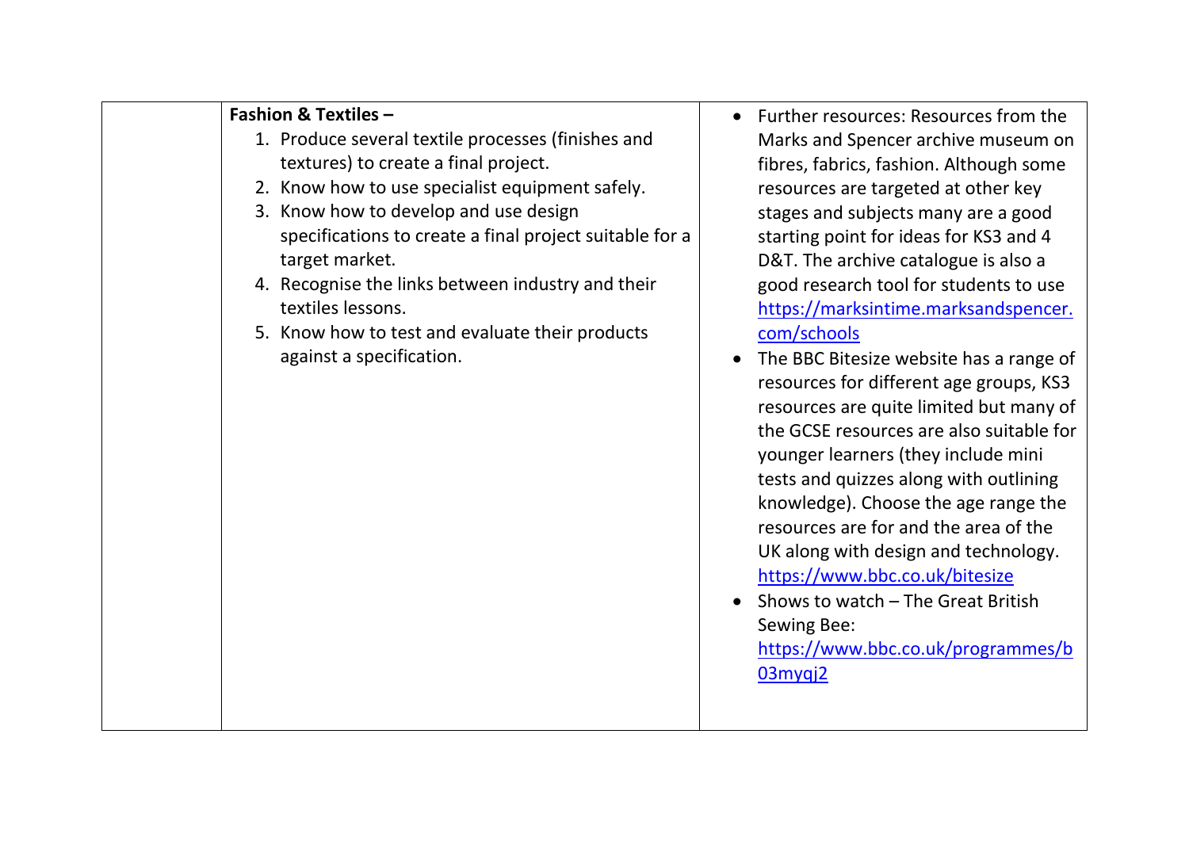|  | **Fashion & Textiles –**<br>1. Produce several textile processes (finishes and textures) to create a final project.<br>2. Know how to use specialist equipment safely.<br>3. Know how to develop and use design specifications to create a final project suitable for a target market.<br>4. Recognise the links between industry and their textiles lessons.<br>5. Know how to test and evaluate their products against a specification. | • Further resources: Resources from the Marks and Spencer archive museum on fibres, fabrics, fashion. Although some resources are targeted at other key stages and subjects many are a good starting point for ideas for KS3 and 4 D&T. The archive catalogue is also a good research tool for students to use https://marksintime.marksandspencer.com/schools<br>• The BBC Bitesize website has a range of resources for different age groups, KS3 resources are quite limited but many of the GCSE resources are also suitable for younger learners (they include mini tests and quizzes along with outlining knowledge). Choose the age range the resources are for and the area of the UK along with design and technology. https://www.bbc.co.uk/bitesize<br>• Shows to watch – The Great British Sewing Bee: https://www.bbc.co.uk/programmes/b03myqj2 |
|---|---|---|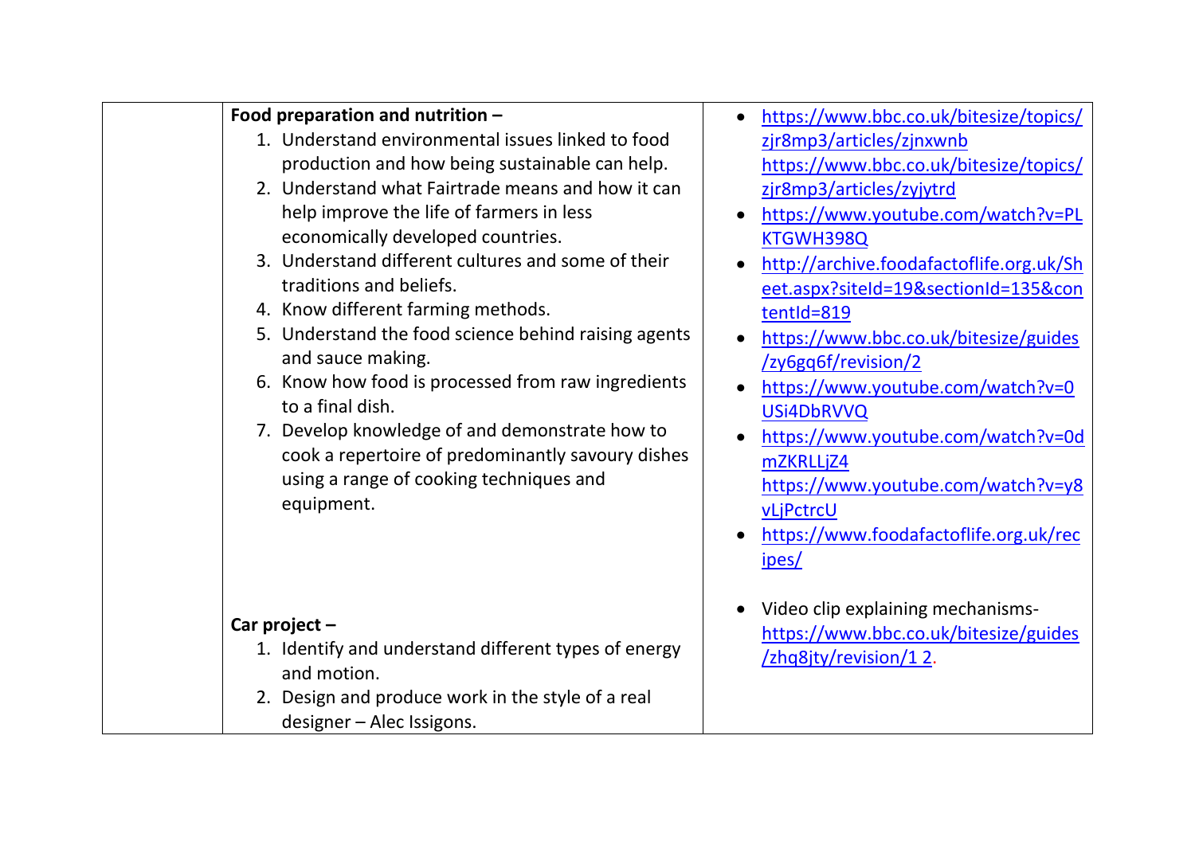| | | |
|---|---|---|
| | **Food preparation and nutrition –**<br>1. Understand environmental issues linked to food production and how being sustainable can help.<br>2. Understand what Fairtrade means and how it can help improve the life of farmers in less economically developed countries.<br>3. Understand different cultures and some of their traditions and beliefs.<br>4. Know different farming methods.<br>5. Understand the food science behind raising agents and sauce making.<br>6. Know how food is processed from raw ingredients to a final dish.<br>7. Develop knowledge of and demonstrate how to cook a repertoire of predominantly savoury dishes using a range of cooking techniques and equipment.<br><br>**Car project –**<br>1. Identify and understand different types of energy and motion.<br>2. Design and produce work in the style of a real designer – Alec Issigons. | • https://www.bbc.co.uk/bitesize/topics/zjr8mp3/articles/zjnxwnb https://www.bbc.co.uk/bitesize/topics/zjr8mp3/articles/zyjytrd<br>• https://www.youtube.com/watch?v=PLKTGWH398Q<br>• http://archive.foodafactoflife.org.uk/Sheet.aspx?siteId=19&sectionId=135&contentId=819<br>• https://www.bbc.co.uk/bitesize/guides/zy6gq6f/revision/2<br>• https://www.youtube.com/watch?v=0USi4DbRVVQ<br>• https://www.youtube.com/watch?v=0dmZKRLLjZ4 https://www.youtube.com/watch?v=y8vLjPctrcU<br>• https://www.foodafactoflife.org.uk/recipes/<br><br>• Video clip explaining mechanisms- https://www.bbc.co.uk/bitesize/guides/zhq8jty/revision/1 2. |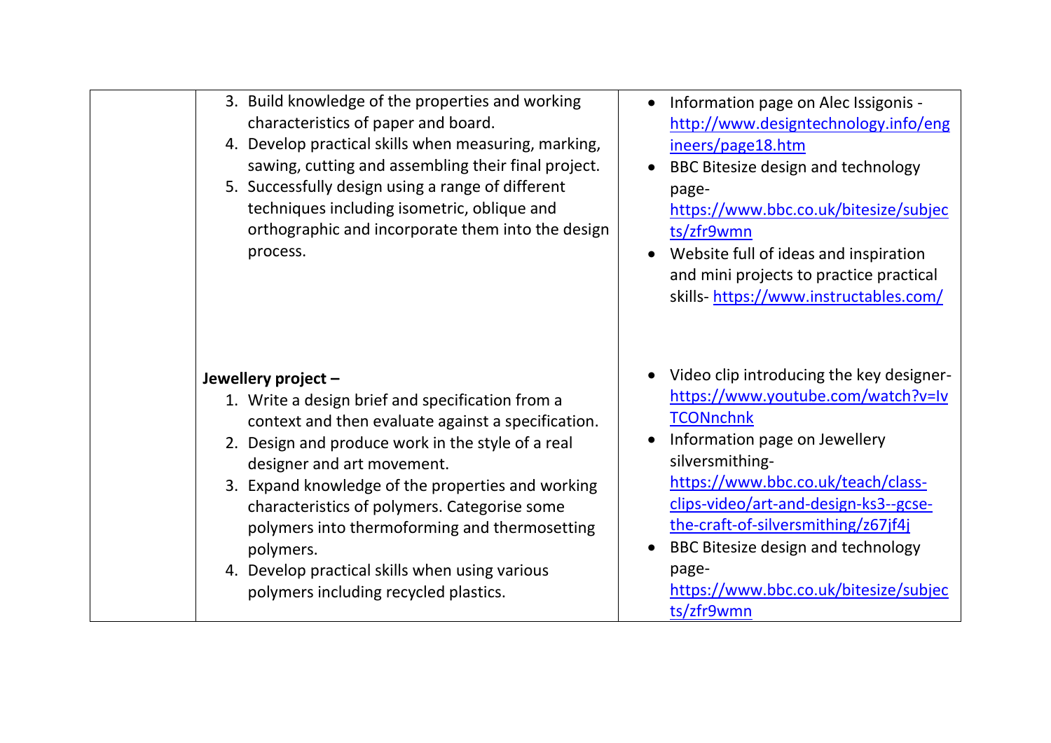| | | |
|---|---|---|
| | 3. Build knowledge of the properties and working characteristics of paper and board.<br>4. Develop practical skills when measuring, marking, sawing, cutting and assembling their final project.<br>5. Successfully design using a range of different techniques including isometric, oblique and orthographic and incorporate them into the design process.<br><br>**Jewellery project –**<br>1. Write a design brief and specification from a context and then evaluate against a specification.<br>2. Design and produce work in the style of a real designer and art movement.<br>3. Expand knowledge of the properties and working characteristics of polymers. Categorise some polymers into thermoforming and thermosetting polymers.<br>4. Develop practical skills when using various polymers including recycled plastics. | • Information page on Alec Issigonis - http://www.designtechnology.info/engineers/page18.htm<br>• BBC Bitesize design and technology page- https://www.bbc.co.uk/bitesize/subjects/zfr9wmn<br>• Website full of ideas and inspiration and mini projects to practice practical skills- https://www.instructables.com/<br><br>• Video clip introducing the key designer- https://www.youtube.com/watch?v=IvTCONnchnk<br>• Information page on Jewellery silversmithing- https://www.bbc.co.uk/teach/class-clips-video/art-and-design-ks3--gcse-the-craft-of-silversmithing/z67jf4j<br>• BBC Bitesize design and technology page- https://www.bbc.co.uk/bitesize/subjects/zfr9wmn |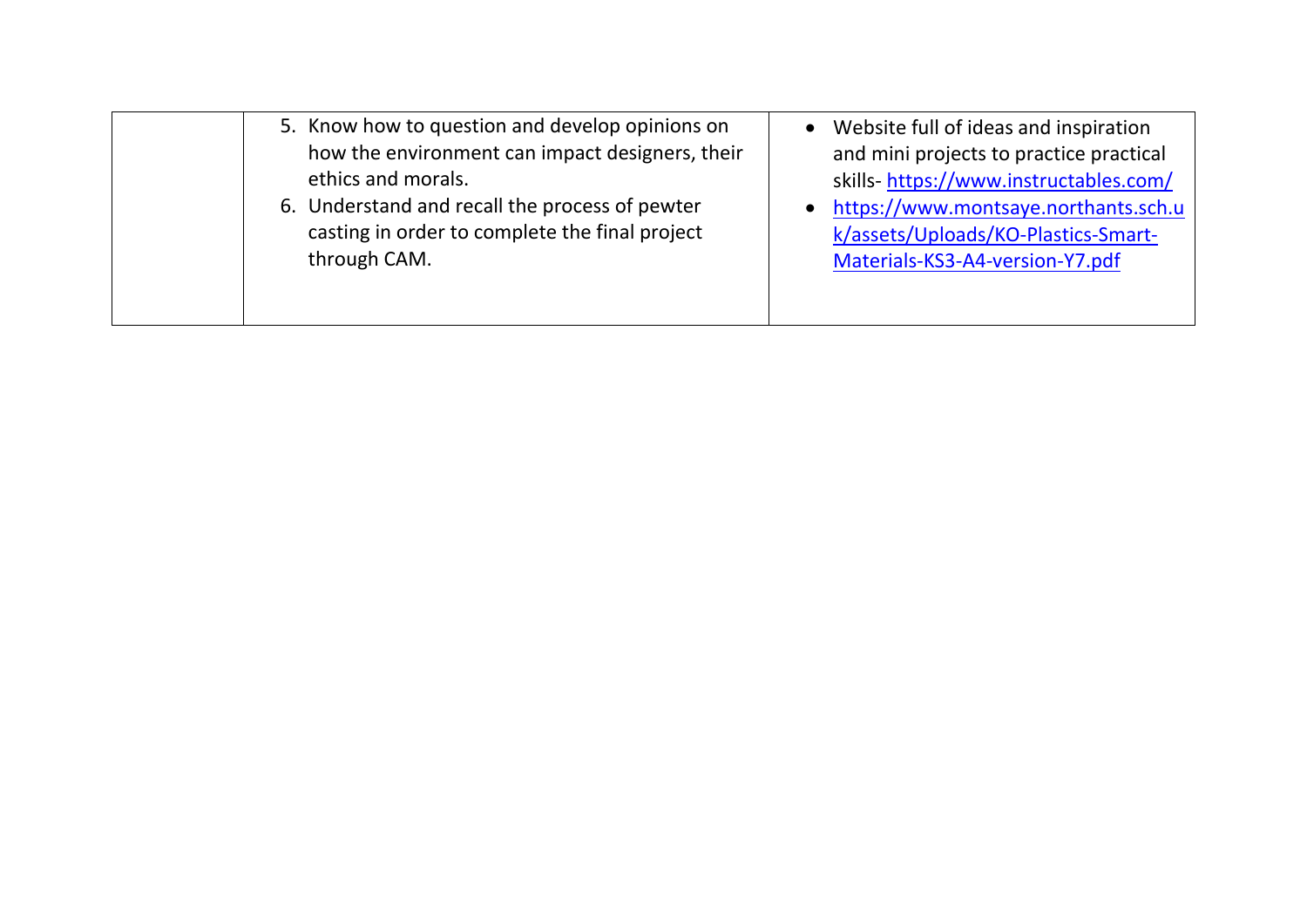| | | |
|---|---|---|
| | 5. Know how to question and develop opinions on how the environment can impact designers, their ethics and morals.<br>6. Understand and recall the process of pewter casting in order to complete the final project through CAM. | • Website full of ideas and inspiration and mini projects to practice practical skills- https://www.instructables.com/<br>• https://www.montsaye.northants.sch.uk/assets/Uploads/KO-Plastics-Smart-Materials-KS3-A4-version-Y7.pdf |